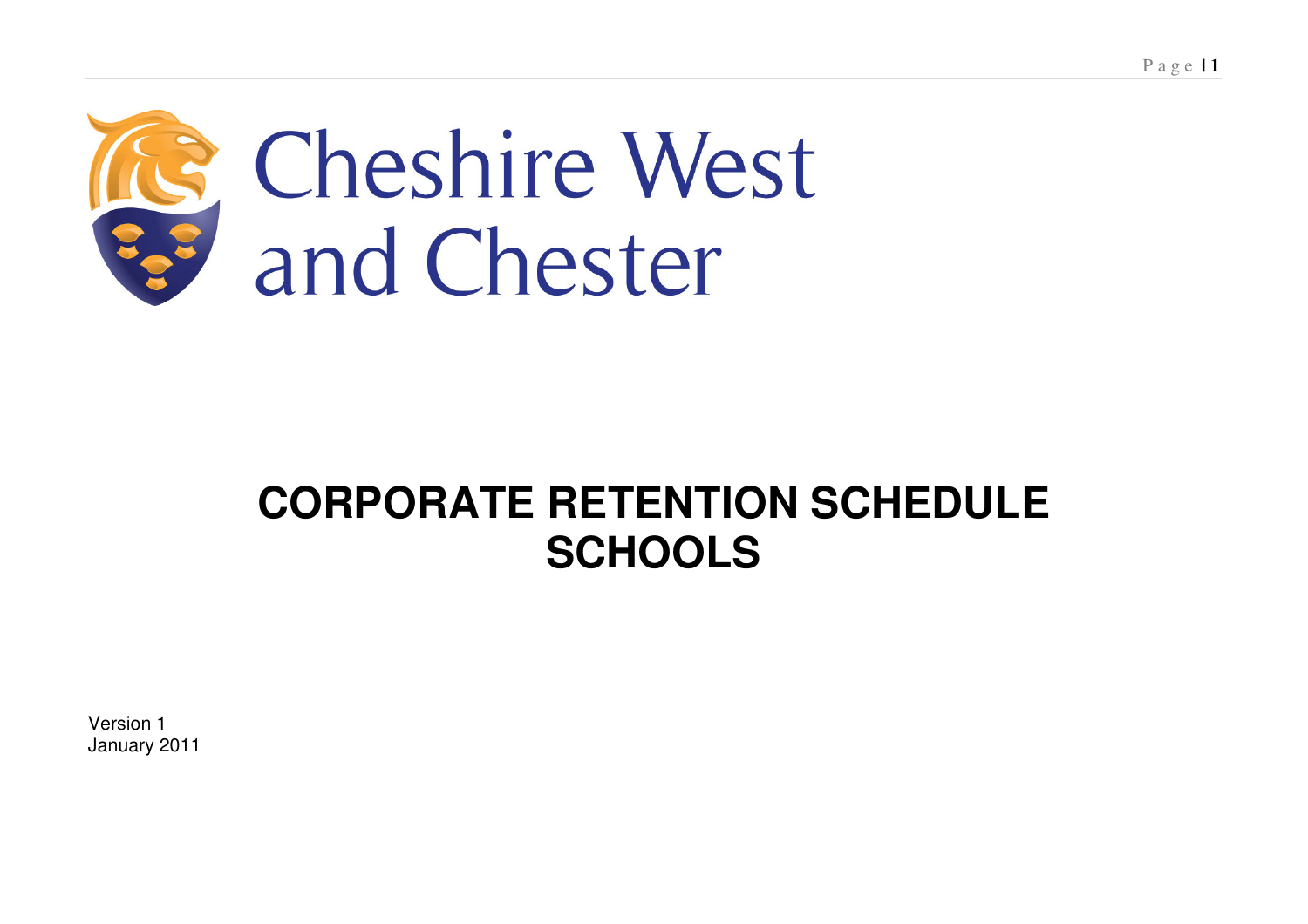Cheshire West and Chester

# CORPORATE RETENTION SCHEDULE SCHOOLS

Version 1
January 2011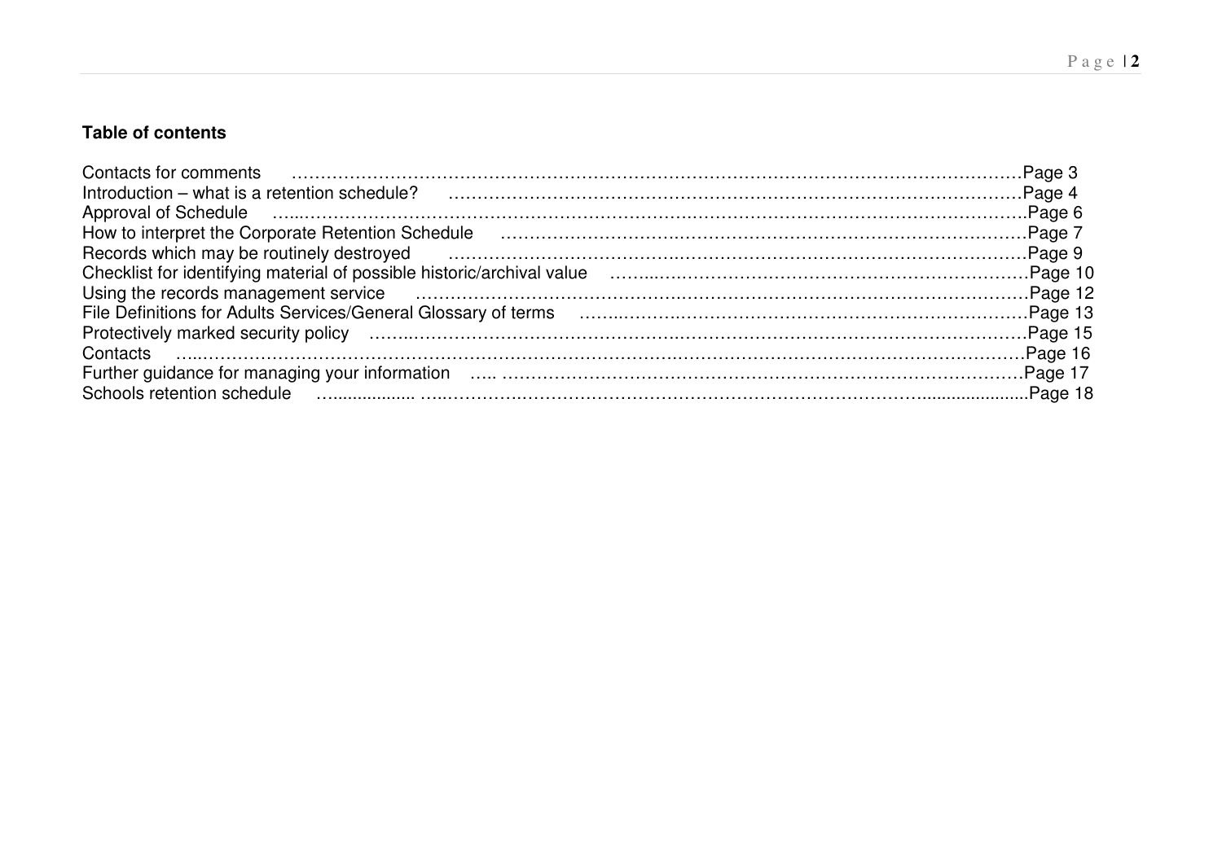**Table of contents**

Contacts for comments ……………………………………………………………………………………………………………Page 3
Introduction – what is a retention schedule? ……………………………………………………………………………………Page 4
Approval of Schedule …..…………………………………………………………………………………………………………..Page 6
How to interpret the Corporate Retention Schedule ………………………………………………………………………………Page 7
Records which may be routinely destroyed ………………………………………………………………………………………Page 9
Checklist for identifying material of possible historic/archival value ……..………………………………………………………Page 10
Using the records management service …………………………………………………………………………………………Page 12
File Definitions for Adults Services/General Glossary of terms ……..……………………………………………………………Page 13
Protectively marked security policy ……..…………………………………………………………………………………………Page 15
Contacts …..…………………………………………………………………………………………………………………………Page 16
Further guidance for managing your information ….. …………………………………………………………………………………Page 17
Schools retention schedule ….................. …..…………………………………………………………………….....................Page 18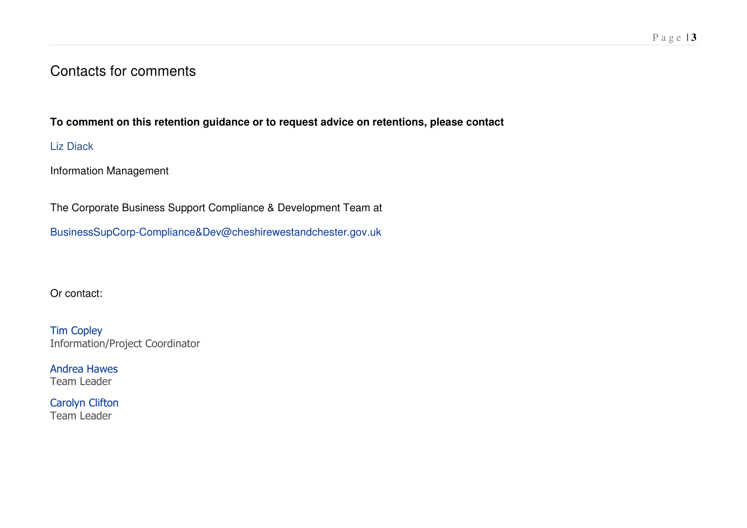# Contacts for comments

**To comment on this retention guidance or to request advice on retentions, please contact**

Liz Diack

Information Management

The Corporate Business Support Compliance & Development Team at

BusinessSupCorp-Compliance&Dev@cheshirewestandchester.gov.uk

Or contact:

Tim Copley
Information/Project Coordinator

Andrea Hawes
Team Leader

Carolyn Clifton
Team Leader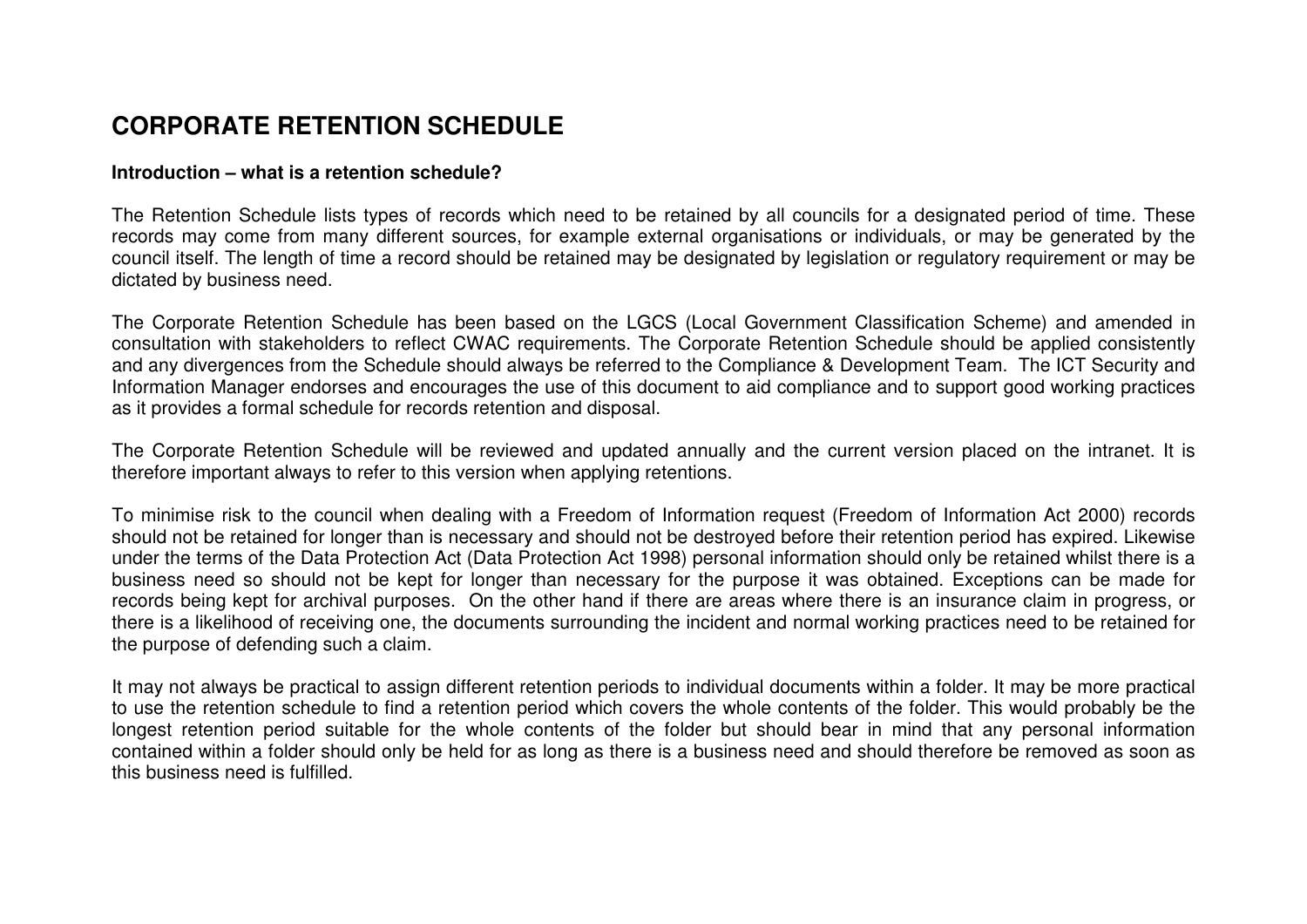# CORPORATE RETENTION SCHEDULE

**Introduction – what is a retention schedule?**

The Retention Schedule lists types of records which need to be retained by all councils for a designated period of time. These records may come from many different sources, for example external organisations or individuals, or may be generated by the council itself. The length of time a record should be retained may be designated by legislation or regulatory requirement or may be dictated by business need.

The Corporate Retention Schedule has been based on the LGCS (Local Government Classification Scheme) and amended in consultation with stakeholders to reflect CWAC requirements. The Corporate Retention Schedule should be applied consistently and any divergences from the Schedule should always be referred to the Compliance & Development Team. The ICT Security and Information Manager endorses and encourages the use of this document to aid compliance and to support good working practices as it provides a formal schedule for records retention and disposal.

The Corporate Retention Schedule will be reviewed and updated annually and the current version placed on the intranet. It is therefore important always to refer to this version when applying retentions.

To minimise risk to the council when dealing with a Freedom of Information request (Freedom of Information Act 2000) records should not be retained for longer than is necessary and should not be destroyed before their retention period has expired. Likewise under the terms of the Data Protection Act (Data Protection Act 1998) personal information should only be retained whilst there is a business need so should not be kept for longer than necessary for the purpose it was obtained. Exceptions can be made for records being kept for archival purposes. On the other hand if there are areas where there is an insurance claim in progress, or there is a likelihood of receiving one, the documents surrounding the incident and normal working practices need to be retained for the purpose of defending such a claim.

It may not always be practical to assign different retention periods to individual documents within a folder. It may be more practical to use the retention schedule to find a retention period which covers the whole contents of the folder. This would probably be the longest retention period suitable for the whole contents of the folder but should bear in mind that any personal information contained within a folder should only be held for as long as there is a business need and should therefore be removed as soon as this business need is fulfilled.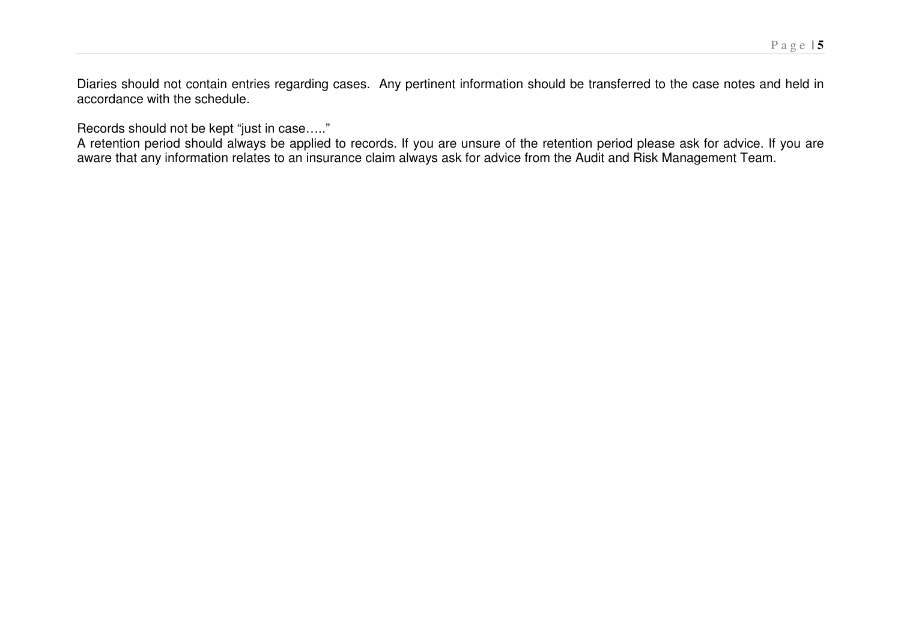Diaries should not contain entries regarding cases.  Any pertinent information should be transferred to the case notes and held in accordance with the schedule.

Records should not be kept "just in case….."
A retention period should always be applied to records. If you are unsure of the retention period please ask for advice. If you are aware that any information relates to an insurance claim always ask for advice from the Audit and Risk Management Team.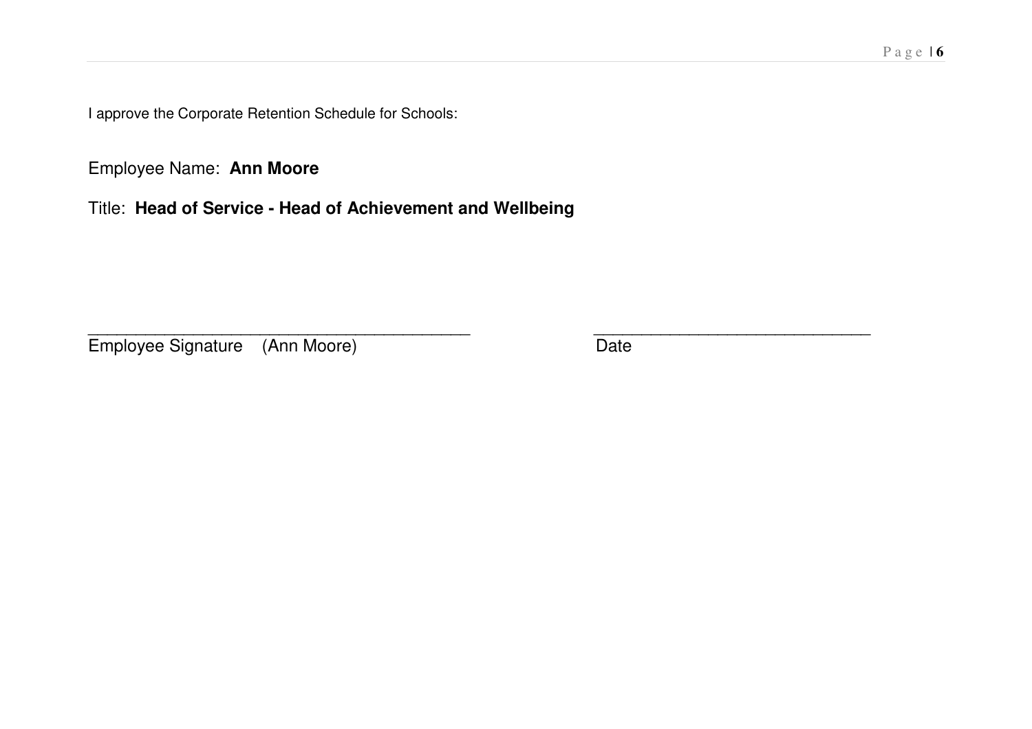I approve the Corporate Retention Schedule for Schools:

Employee Name: **Ann Moore**

Title: **Head of Service - Head of Achievement and Wellbeing**

\_\_\_\_\_\_\_\_\_\_\_\_\_\_\_\_\_\_\_\_\_\_\_\_\_\_\_\_\_\_\_\_\_\_\_\_\_\_\_\_\_\_ \_\_\_\_\_\_\_\_\_\_\_\_\_\_\_\_\_\_\_\_\_\_\_\_\_\_\_\_\_\_

Employee Signature (Ann Moore) Date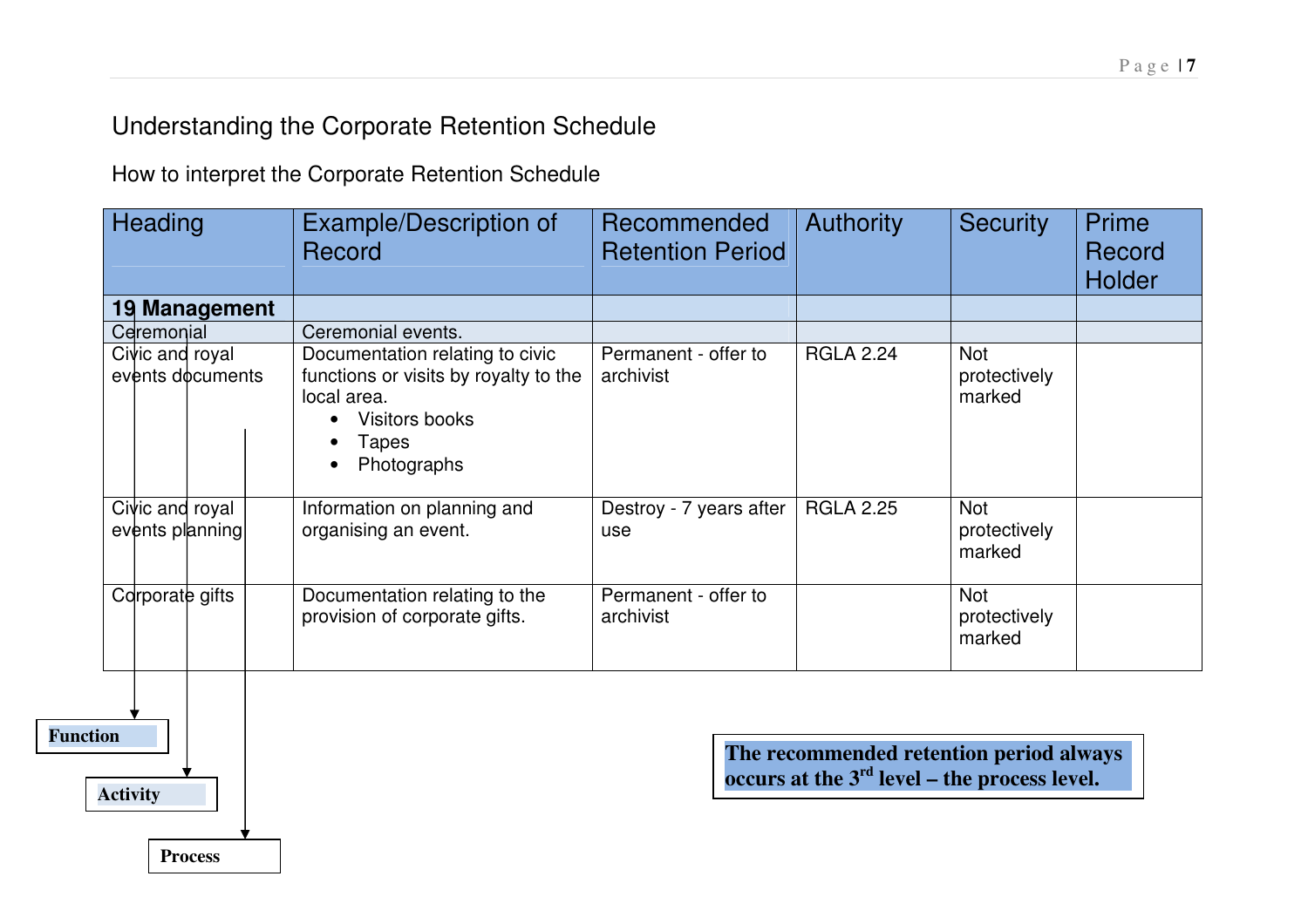# Understanding the Corporate Retention Schedule

How to interpret the Corporate Retention Schedule

| Heading | Example/Description of Record | Recommended Retention Period | Authority | Security | Prime Record Holder |
|---|---|---|---|---|---|
| **19 Management** | | | | | |
| Ceremonial | Ceremonial events. | | | | |
| Civic and royal events documents | Documentation relating to civic functions or visits by royalty to the local area.<br>• Visitors books<br>• Tapes<br>• Photographs | Permanent - offer to archivist | RGLA 2.24 | Not protectively marked | |
| Civic and royal events planning | Information on planning and organising an event. | Destroy - 7 years after use | RGLA 2.25 | Not protectively marked | |
| Corporate gifts | Documentation relating to the provision of corporate gifts. | Permanent - offer to archivist | | Not protectively marked | |

**Function**

**Activity**

**Process**

**The recommended retention period always occurs at the 3rd level – the process level.**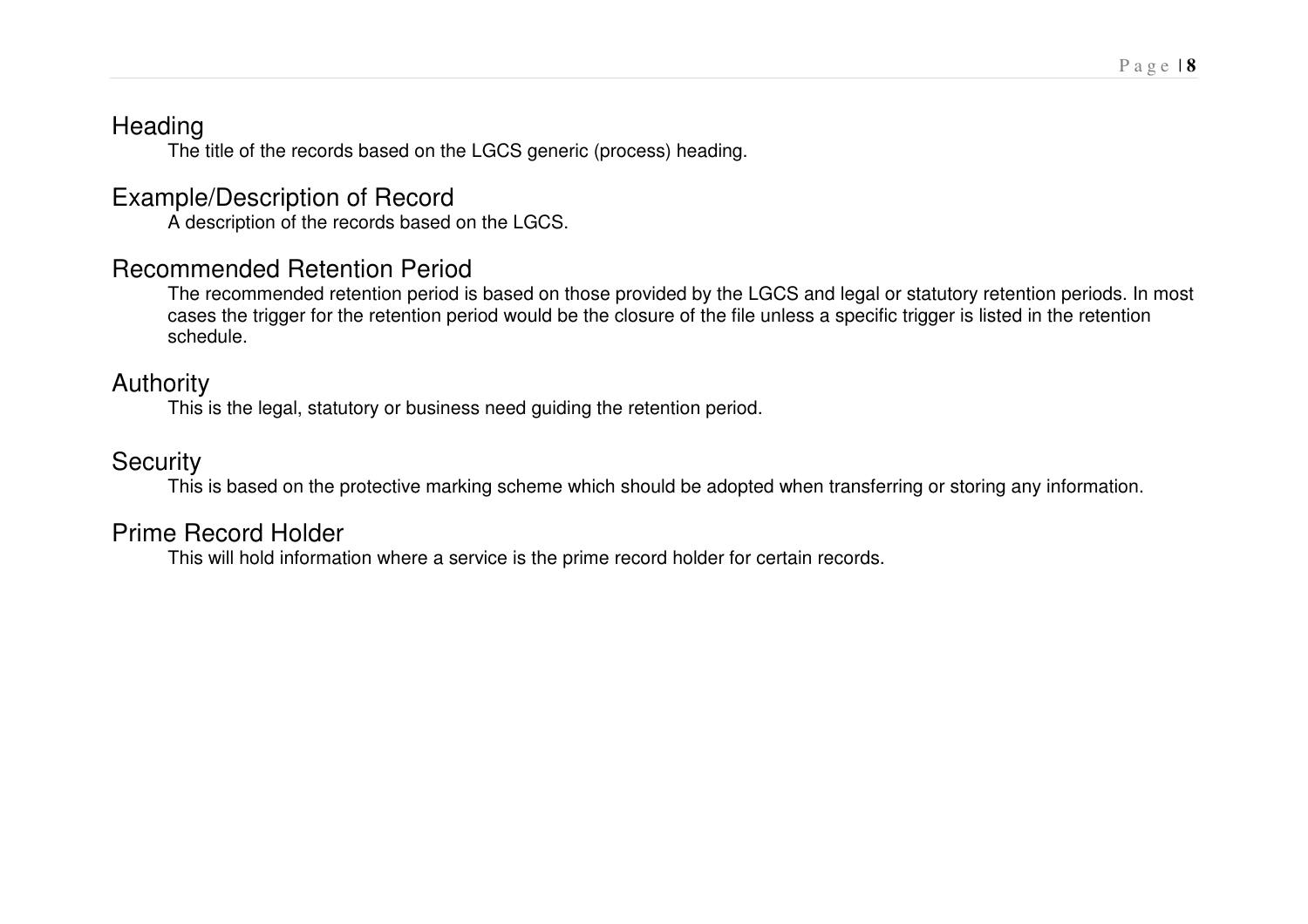## Heading

The title of the records based on the LGCS generic (process) heading.

## Example/Description of Record

A description of the records based on the LGCS.

## Recommended Retention Period

The recommended retention period is based on those provided by the LGCS and legal or statutory retention periods. In most cases the trigger for the retention period would be the closure of the file unless a specific trigger is listed in the retention schedule.

## Authority

This is the legal, statutory or business need guiding the retention period.

## Security

This is based on the protective marking scheme which should be adopted when transferring or storing any information.

## Prime Record Holder

This will hold information where a service is the prime record holder for certain records.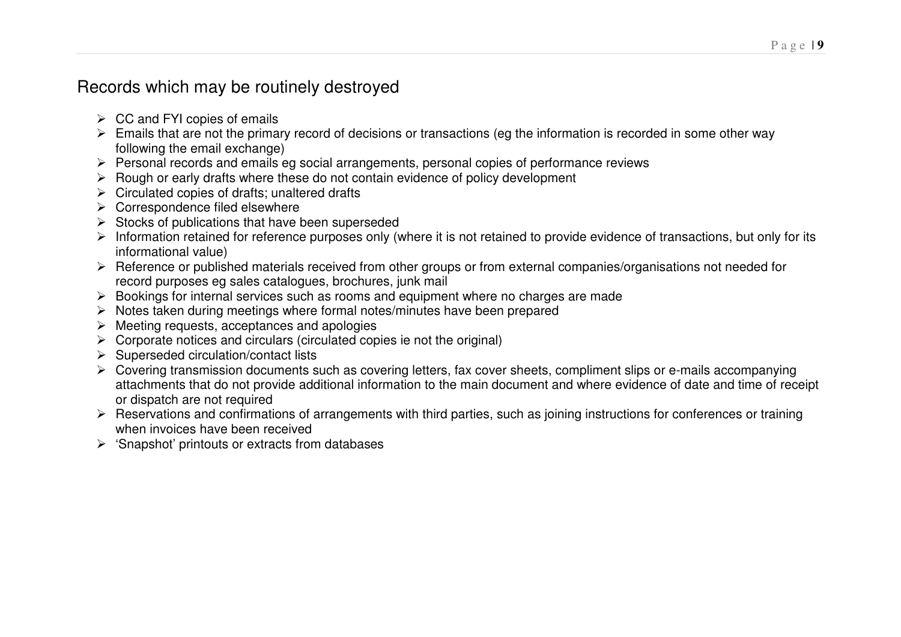## Records which may be routinely destroyed

- CC and FYI copies of emails
- Emails that are not the primary record of decisions or transactions (eg the information is recorded in some other way following the email exchange)
- Personal records and emails eg social arrangements, personal copies of performance reviews
- Rough or early drafts where these do not contain evidence of policy development
- Circulated copies of drafts; unaltered drafts
- Correspondence filed elsewhere
- Stocks of publications that have been superseded
- Information retained for reference purposes only (where it is not retained to provide evidence of transactions, but only for its informational value)
- Reference or published materials received from other groups or from external companies/organisations not needed for record purposes eg sales catalogues, brochures, junk mail
- Bookings for internal services such as rooms and equipment where no charges are made
- Notes taken during meetings where formal notes/minutes have been prepared
- Meeting requests, acceptances and apologies
- Corporate notices and circulars (circulated copies ie not the original)
- Superseded circulation/contact lists
- Covering transmission documents such as covering letters, fax cover sheets, compliment slips or e-mails accompanying attachments that do not provide additional information to the main document and where evidence of date and time of receipt or dispatch are not required
- Reservations and confirmations of arrangements with third parties, such as joining instructions for conferences or training when invoices have been received
- 'Snapshot' printouts or extracts from databases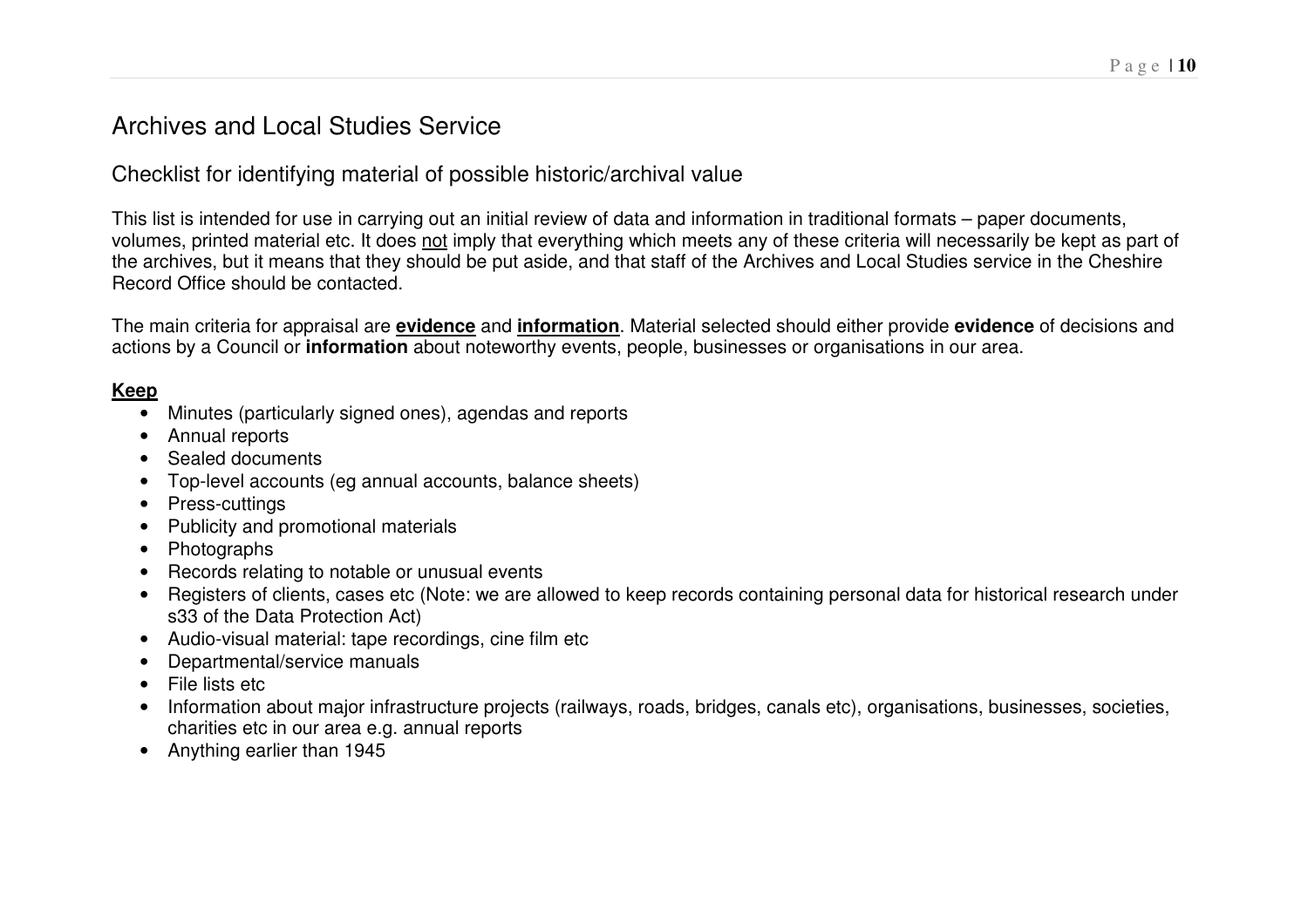# Archives and Local Studies Service

## Checklist for identifying material of possible historic/archival value

This list is intended for use in carrying out an initial review of data and information in traditional formats – paper documents, volumes, printed material etc. It does <u>not</u> imply that everything which meets any of these criteria will necessarily be kept as part of the archives, but it means that they should be put aside, and that staff of the Archives and Local Studies service in the Cheshire Record Office should be contacted.

The main criteria for appraisal are **<u>evidence</u>** and **<u>information</u>**. Material selected should either provide **evidence** of decisions and actions by a Council or **information** about noteworthy events, people, businesses or organisations in our area.

**<u>Keep</u>**

- Minutes (particularly signed ones), agendas and reports
- Annual reports
- Sealed documents
- Top-level accounts (eg annual accounts, balance sheets)
- Press-cuttings
- Publicity and promotional materials
- Photographs
- Records relating to notable or unusual events
- Registers of clients, cases etc (Note: we are allowed to keep records containing personal data for historical research under s33 of the Data Protection Act)
- Audio-visual material: tape recordings, cine film etc
- Departmental/service manuals
- File lists etc
- Information about major infrastructure projects (railways, roads, bridges, canals etc), organisations, businesses, societies, charities etc in our area e.g. annual reports
- Anything earlier than 1945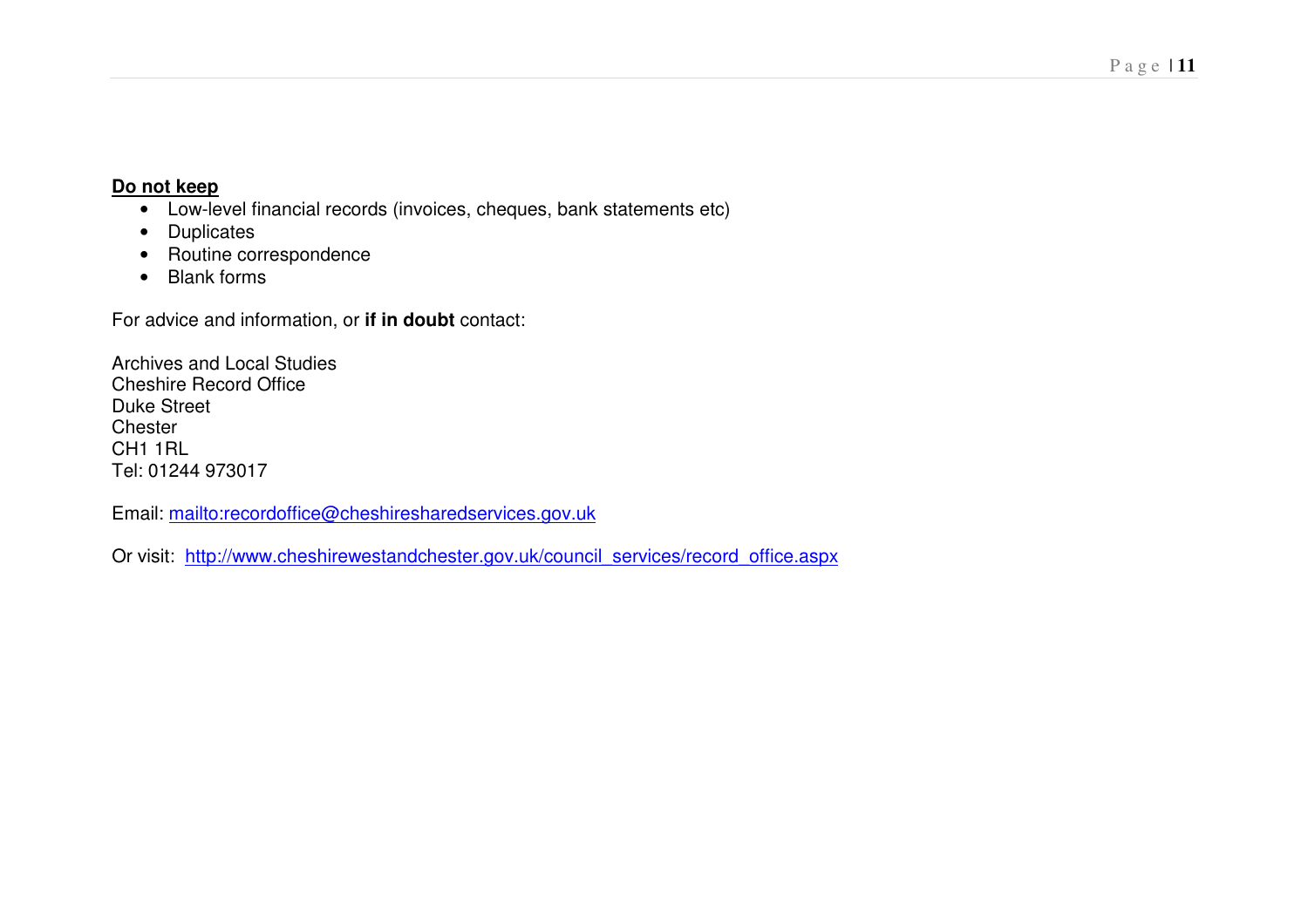**Do not keep**

- Low-level financial records (invoices, cheques, bank statements etc)
- Duplicates
- Routine correspondence
- Blank forms

For advice and information, or **if in doubt** contact:

Archives and Local Studies
Cheshire Record Office
Duke Street
Chester
CH1 1RL
Tel: 01244 973017

Email: [mailto:recordoffice@cheshiresharedservices.gov.uk](mailto:recordoffice@cheshiresharedservices.gov.uk)

Or visit: [http://www.cheshirewestandchester.gov.uk/council_services/record_office.aspx](http://www.cheshirewestandchester.gov.uk/council_services/record_office.aspx)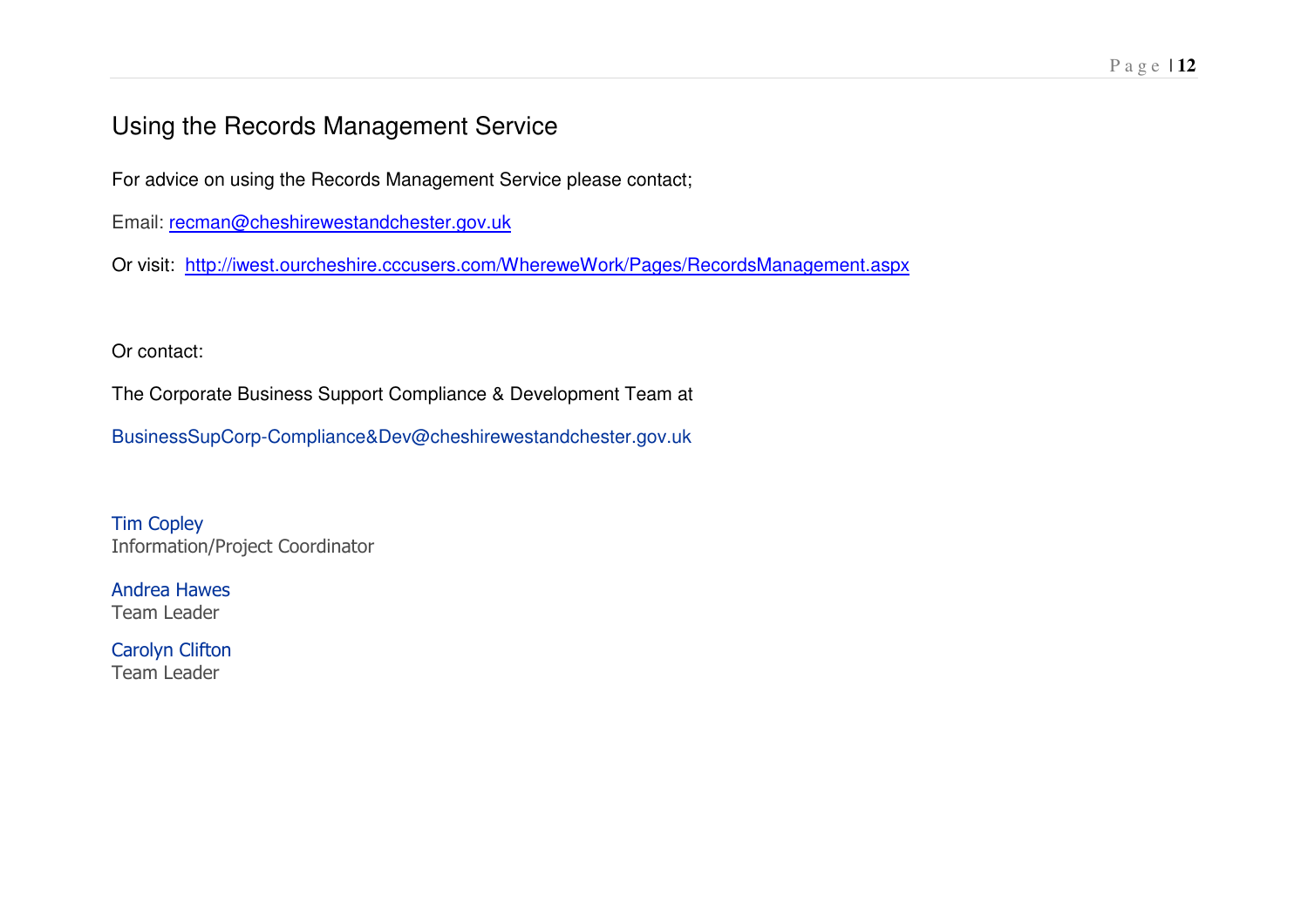## Using the Records Management Service

For advice on using the Records Management Service please contact;

Email: recman@cheshirewestandchester.gov.uk

Or visit: http://iwest.ourcheshire.cccusers.com/WhereweWork/Pages/RecordsManagement.aspx

Or contact:

The Corporate Business Support Compliance & Development Team at

BusinessSupCorp-Compliance&Dev@cheshirewestandchester.gov.uk

Tim Copley
Information/Project Coordinator

Andrea Hawes
Team Leader

Carolyn Clifton
Team Leader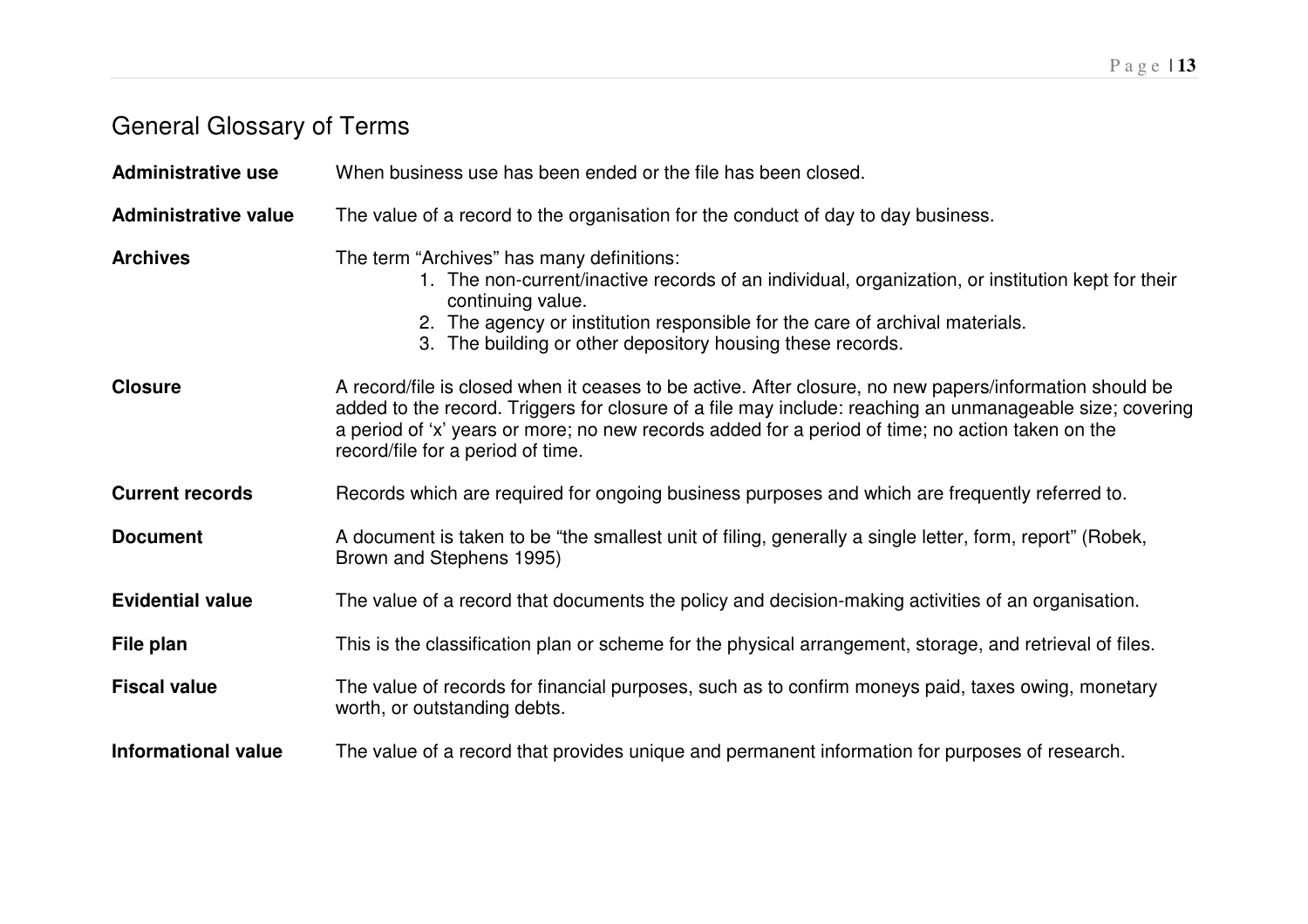## General Glossary of Terms

**Administrative use** When business use has been ended or the file has been closed.

**Administrative value** The value of a record to the organisation for the conduct of day to day business.

**Archives** The term "Archives" has many definitions:

1. The non-current/inactive records of an individual, organization, or institution kept for their continuing value.
2. The agency or institution responsible for the care of archival materials.
3. The building or other depository housing these records.

**Closure** A record/file is closed when it ceases to be active. After closure, no new papers/information should be added to the record. Triggers for closure of a file may include: reaching an unmanageable size; covering a period of 'x' years or more; no new records added for a period of time; no action taken on the record/file for a period of time.

**Current records** Records which are required for ongoing business purposes and which are frequently referred to.

**Document** A document is taken to be "the smallest unit of filing, generally a single letter, form, report" (Robek, Brown and Stephens 1995)

**Evidential value** The value of a record that documents the policy and decision-making activities of an organisation.

**File plan** This is the classification plan or scheme for the physical arrangement, storage, and retrieval of files.

**Fiscal value** The value of records for financial purposes, such as to confirm moneys paid, taxes owing, monetary worth, or outstanding debts.

**Informational value** The value of a record that provides unique and permanent information for purposes of research.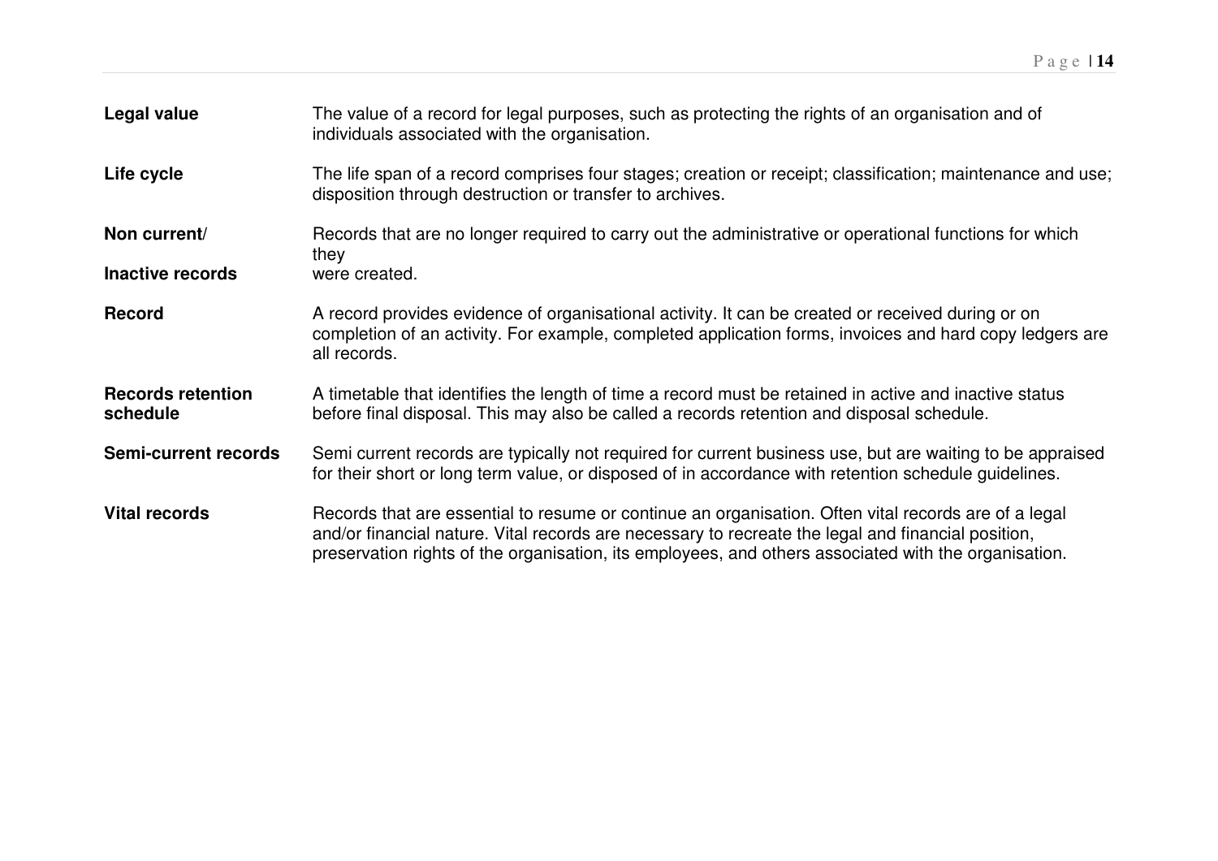**Legal value** The value of a record for legal purposes, such as protecting the rights of an organisation and of individuals associated with the organisation.

**Life cycle** The life span of a record comprises four stages; creation or receipt; classification; maintenance and use; disposition through destruction or transfer to archives.

**Non current/ Inactive records** Records that are no longer required to carry out the administrative or operational functions for which they were created.

**Record** A record provides evidence of organisational activity. It can be created or received during or on completion of an activity. For example, completed application forms, invoices and hard copy ledgers are all records.

**Records retention schedule** A timetable that identifies the length of time a record must be retained in active and inactive status before final disposal. This may also be called a records retention and disposal schedule.

**Semi-current records** Semi current records are typically not required for current business use, but are waiting to be appraised for their short or long term value, or disposed of in accordance with retention schedule guidelines.

**Vital records** Records that are essential to resume or continue an organisation. Often vital records are of a legal and/or financial nature. Vital records are necessary to recreate the legal and financial position, preservation rights of the organisation, its employees, and others associated with the organisation.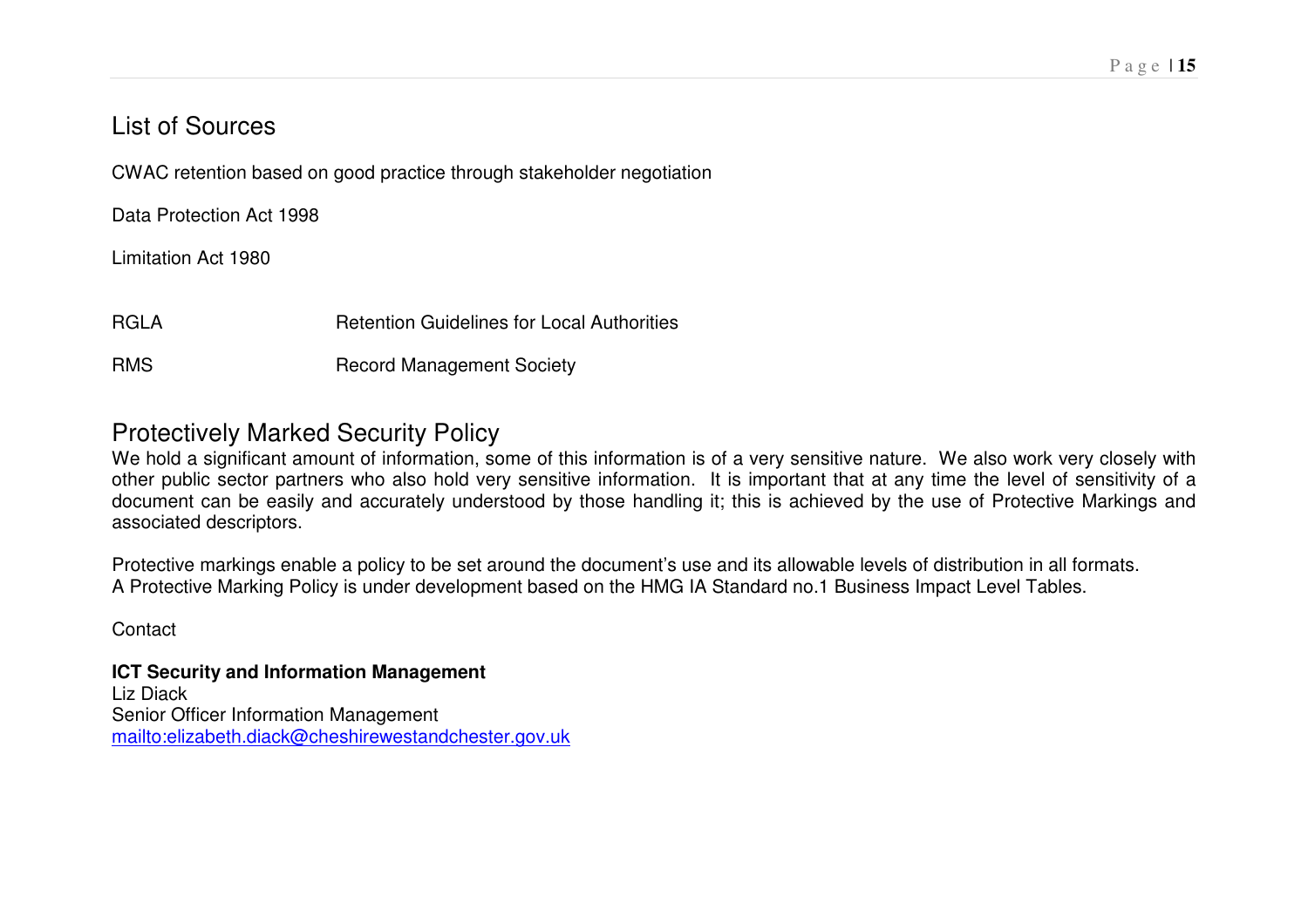## List of Sources

CWAC retention based on good practice through stakeholder negotiation

Data Protection Act 1998

Limitation Act 1980

| | |
|---|---|
| RGLA | Retention Guidelines for Local Authorities |
| RMS | Record Management Society |

## Protectively Marked Security Policy

We hold a significant amount of information, some of this information is of a very sensitive nature. We also work very closely with other public sector partners who also hold very sensitive information. It is important that at any time the level of sensitivity of a document can be easily and accurately understood by those handling it; this is achieved by the use of Protective Markings and associated descriptors.

Protective markings enable a policy to be set around the document's use and its allowable levels of distribution in all formats.
A Protective Marking Policy is under development based on the HMG IA Standard no.1 Business Impact Level Tables.

Contact

**ICT Security and Information Management**
Liz Diack
Senior Officer Information Management
mailto:elizabeth.diack@cheshirewestandchester.gov.uk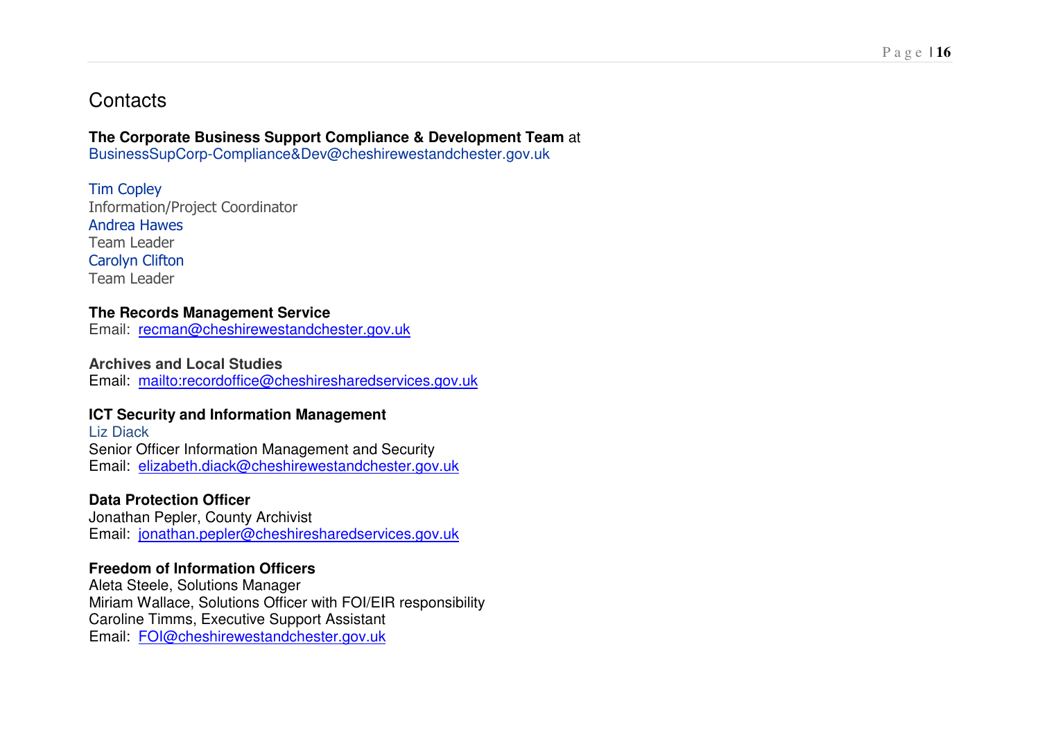## Contacts

**The Corporate Business Support Compliance & Development Team** at
BusinessSupCorp-Compliance&Dev@cheshirewestandchester.gov.uk

Tim Copley
Information/Project Coordinator
Andrea Hawes
Team Leader
Carolyn Clifton
Team Leader

**The Records Management Service**
Email: recman@cheshirewestandchester.gov.uk

**Archives and Local Studies**
Email: mailto:recordoffice@cheshiresharedservices.gov.uk

**ICT Security and Information Management**
Liz Diack
Senior Officer Information Management and Security
Email: elizabeth.diack@cheshirewestandchester.gov.uk

**Data Protection Officer**
Jonathan Pepler, County Archivist
Email: jonathan.pepler@cheshiresharedservices.gov.uk

**Freedom of Information Officers**
Aleta Steele, Solutions Manager
Miriam Wallace, Solutions Officer with FOI/EIR responsibility
Caroline Timms, Executive Support Assistant
Email: FOI@cheshirewestandchester.gov.uk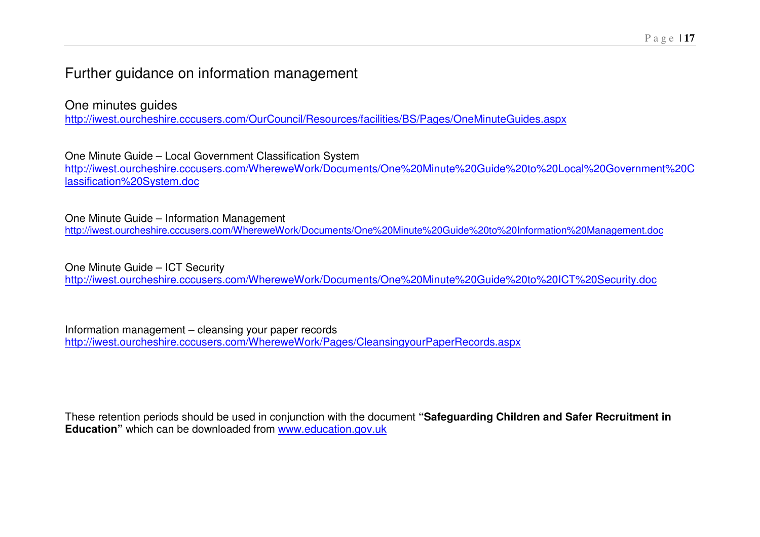# Further guidance on information management

One minutes guides
http://iwest.ourcheshire.cccusers.com/OurCouncil/Resources/facilities/BS/Pages/OneMinuteGuides.aspx

One Minute Guide – Local Government Classification System
http://iwest.ourcheshire.cccusers.com/WhereweWork/Documents/One%20Minute%20Guide%20to%20Local%20Government%20Classification%20System.doc

One Minute Guide – Information Management
http://iwest.ourcheshire.cccusers.com/WhereweWork/Documents/One%20Minute%20Guide%20to%20Information%20Management.doc

One Minute Guide – ICT Security
http://iwest.ourcheshire.cccusers.com/WhereweWork/Documents/One%20Minute%20Guide%20to%20ICT%20Security.doc

Information management – cleansing your paper records
http://iwest.ourcheshire.cccusers.com/WhereweWork/Pages/CleansingyourPaperRecords.aspx

These retention periods should be used in conjunction with the document **"Safeguarding Children and Safer Recruitment in Education"** which can be downloaded from www.education.gov.uk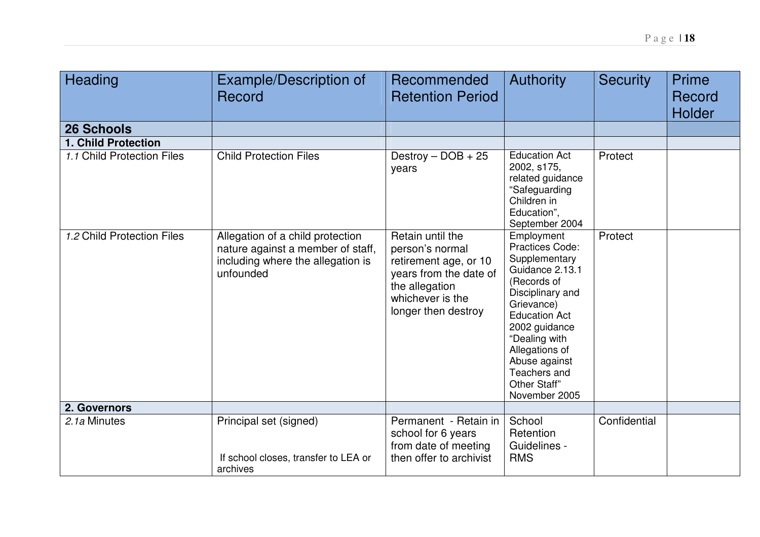| Heading | Example/Description of Record | Recommended Retention Period | Authority | Security | Prime Record Holder |
|---|---|---|---|---|---|
| **26 Schools** | | | | | |
| **1. Child Protection** | | | | | |
| *1.1* Child Protection Files | Child Protection Files | Destroy – DOB + 25 years | Education Act 2002, s175, related guidance "Safeguarding Children in Education", September 2004 | Protect | |
| *1.2* Child Protection Files | Allegation of a child protection nature against a member of staff, including where the allegation is unfounded | Retain until the person's normal retirement age, or 10 years from the date of the allegation whichever is the longer then destroy | Employment Practices Code: Supplementary Guidance 2.13.1 (Records of Disciplinary and Grievance) Education Act 2002 guidance "Dealing with Allegations of Abuse against Teachers and Other Staff" November 2005 | Protect | |
| **2. Governors** | | | | | |
| *2.1a* Minutes | Principal set (signed)<br><br>If school closes, transfer to LEA or archives | Permanent - Retain in school for 6 years from date of meeting then offer to archivist | School Retention Guidelines - RMS | Confidential | |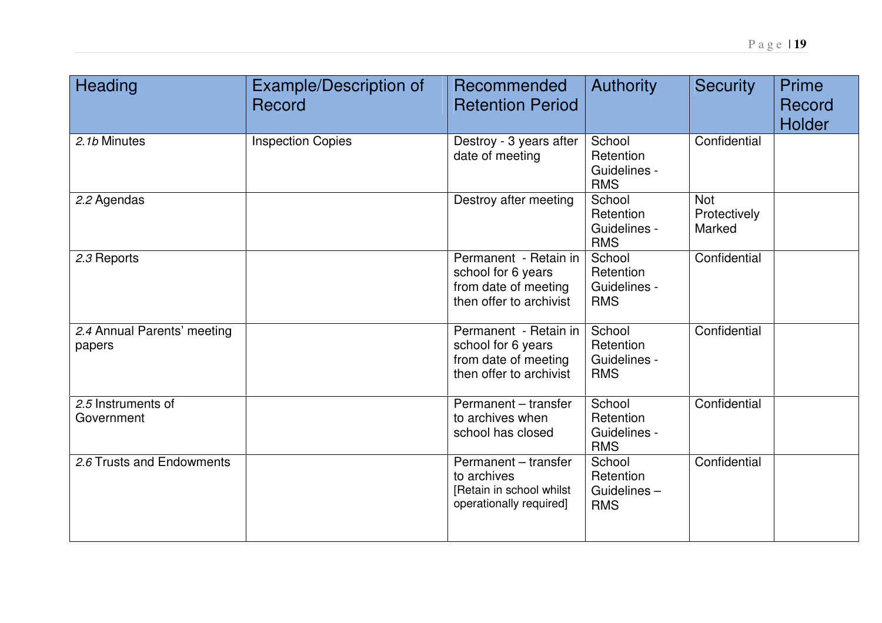| Heading | Example/Description of Record | Recommended Retention Period | Authority | Security | Prime Record Holder |
|---|---|---|---|---|---|
| *2.1b* Minutes | Inspection Copies | Destroy - 3 years after date of meeting | School Retention Guidelines - RMS | Confidential | |
| *2.2* Agendas | | Destroy after meeting | School Retention Guidelines - RMS | Not Protectively Marked | |
| *2.3* Reports | | Permanent - Retain in school for 6 years from date of meeting then offer to archivist | School Retention Guidelines - RMS | Confidential | |
| *2.4* Annual Parents' meeting papers | | Permanent - Retain in school for 6 years from date of meeting then offer to archivist | School Retention Guidelines - RMS | Confidential | |
| *2.5* Instruments of Government | | Permanent – transfer to archives when school has closed | School Retention Guidelines - RMS | Confidential | |
| *2.6* Trusts and Endowments | | Permanent – transfer to archives [Retain in school whilst operationally required] | School Retention Guidelines – RMS | Confidential | |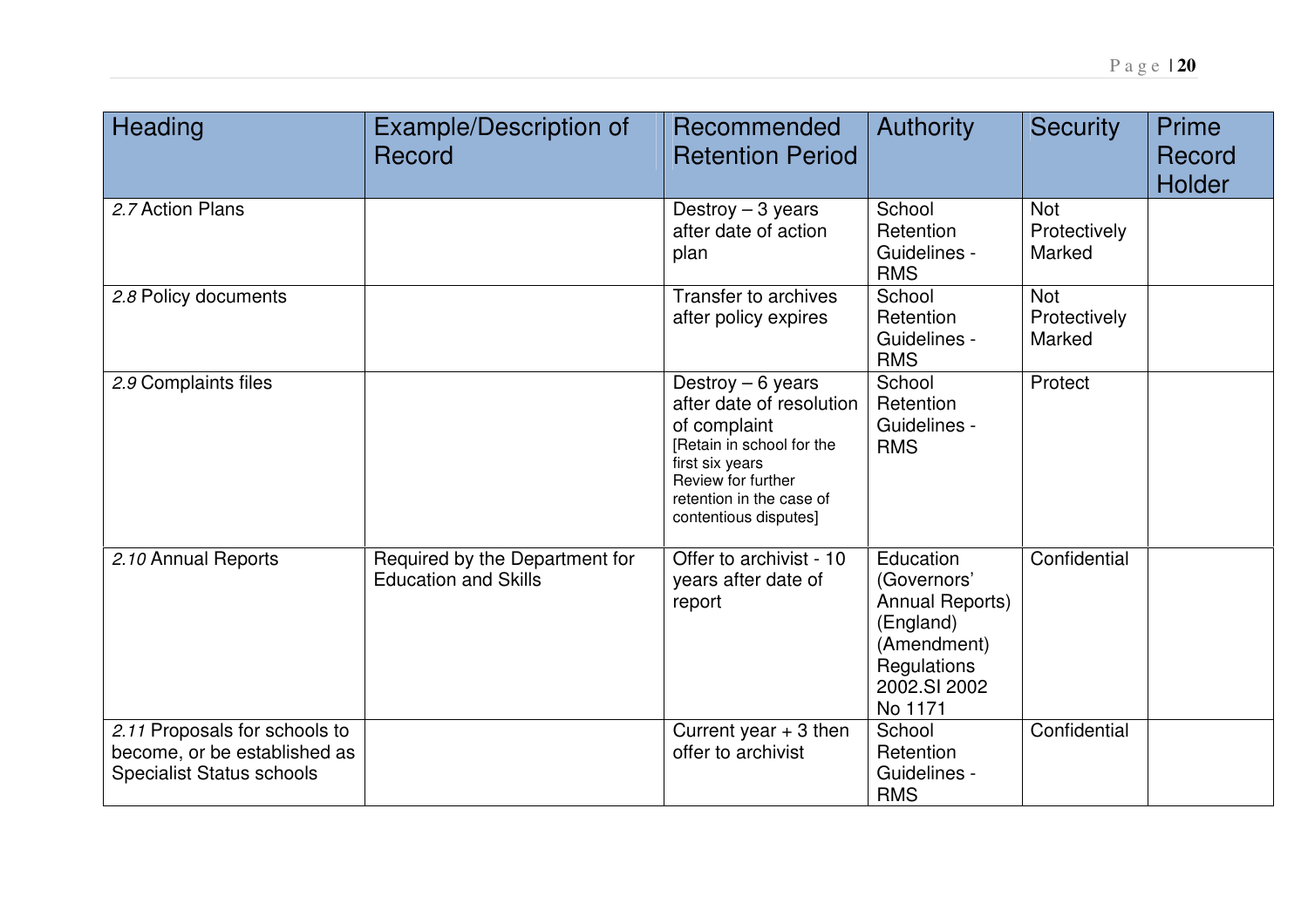| Heading | Example/Description of Record | Recommended Retention Period | Authority | Security | Prime Record Holder |
|---|---|---|---|---|---|
| *2.7* Action Plans | | Destroy – 3 years after date of action plan | School Retention Guidelines - RMS | Not Protectively Marked | |
| *2.8* Policy documents | | Transfer to archives after policy expires | School Retention Guidelines - RMS | Not Protectively Marked | |
| *2.9* Complaints files | | Destroy – 6 years after date of resolution of complaint [Retain in school for the first six years Review for further retention in the case of contentious disputes] | School Retention Guidelines - RMS | Protect | |
| *2.10* Annual Reports | Required by the Department for Education and Skills | Offer to archivist - 10 years after date of report | Education (Governors' Annual Reports) (England) (Amendment) Regulations 2002.SI 2002 No 1171 | Confidential | |
| *2.11* Proposals for schools to become, or be established as Specialist Status schools | | Current year + 3 then offer to archivist | School Retention Guidelines - RMS | Confidential | |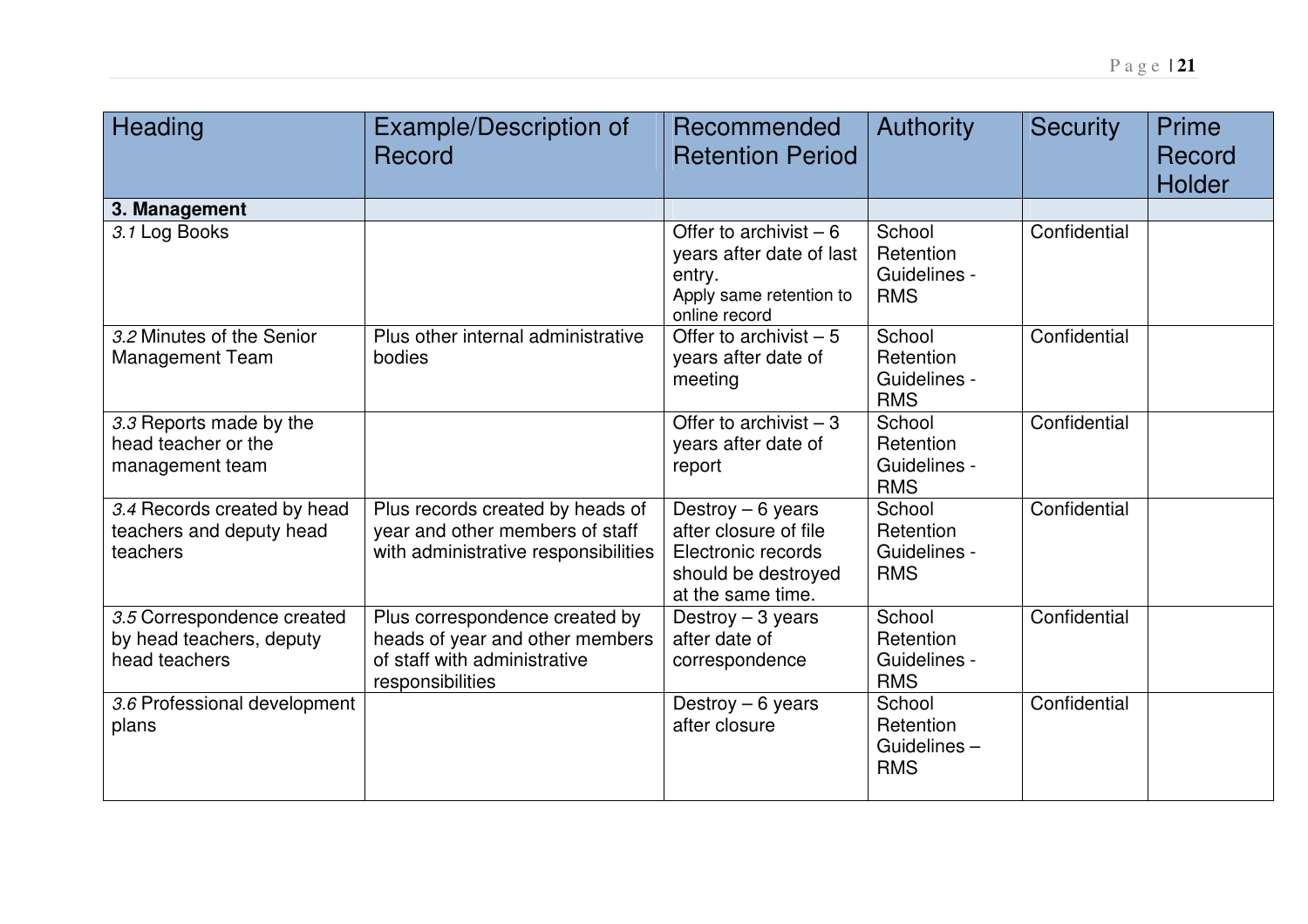| Heading | Example/Description of Record | Recommended Retention Period | Authority | Security | Prime Record Holder |
|---|---|---|---|---|---|
| **3. Management** | | | | | |
| *3.1* Log Books | | Offer to archivist – 6 years after date of last entry. Apply same retention to online record | School Retention Guidelines - RMS | Confidential | |
| *3.2* Minutes of the Senior Management Team | Plus other internal administrative bodies | Offer to archivist – 5 years after date of meeting | School Retention Guidelines - RMS | Confidential | |
| *3.3* Reports made by the head teacher or the management team | | Offer to archivist – 3 years after date of report | School Retention Guidelines - RMS | Confidential | |
| *3.4* Records created by head teachers and deputy head teachers | Plus records created by heads of year and other members of staff with administrative responsibilities | Destroy – 6 years after closure of file Electronic records should be destroyed at the same time. | School Retention Guidelines - RMS | Confidential | |
| *3.5* Correspondence created by head teachers, deputy head teachers | Plus correspondence created by heads of year and other members of staff with administrative responsibilities | Destroy – 3 years after date of correspondence | School Retention Guidelines - RMS | Confidential | |
| *3.6* Professional development plans | | Destroy – 6 years after closure | School Retention Guidelines – RMS | Confidential | |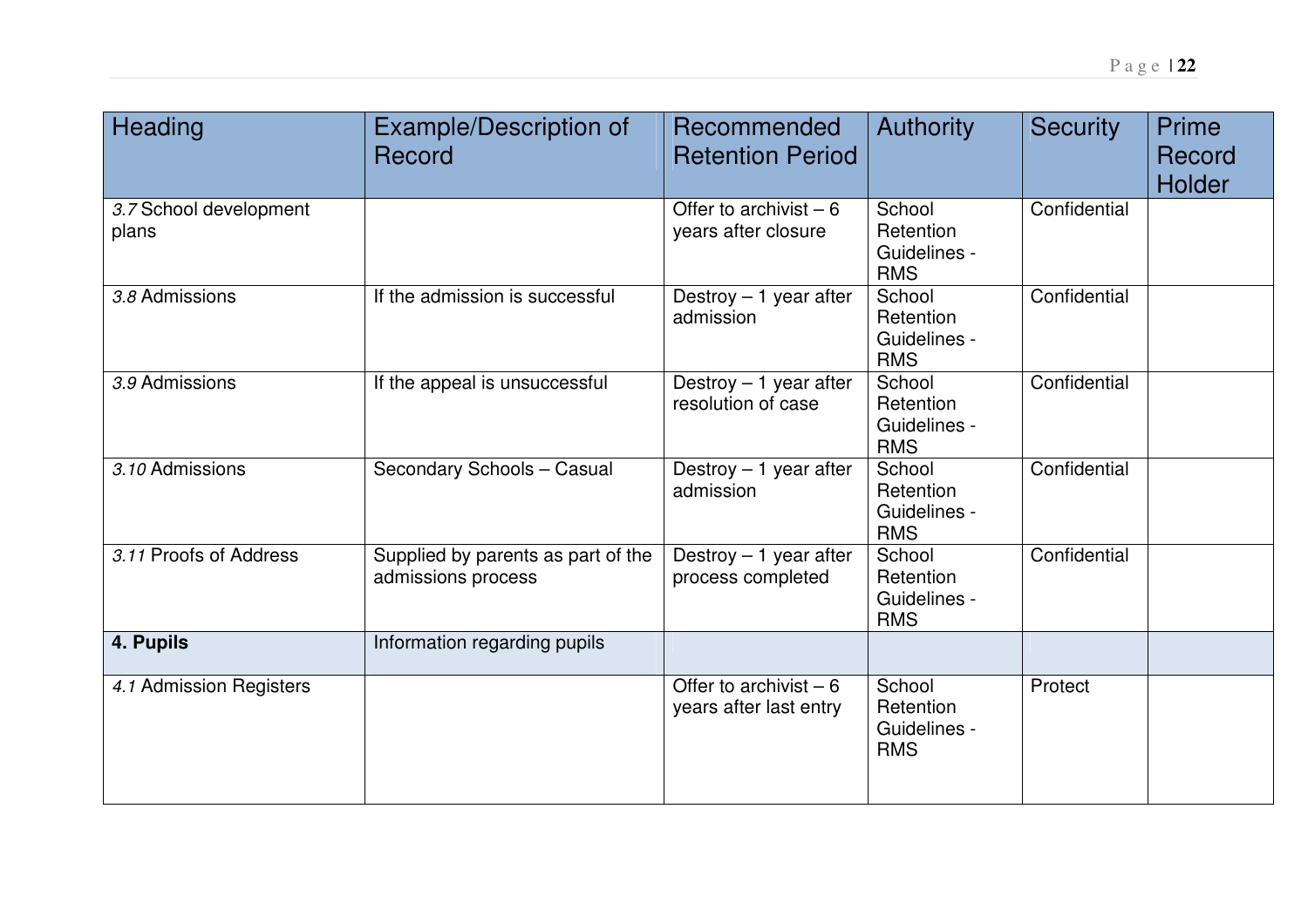| Heading | Example/Description of Record | Recommended Retention Period | Authority | Security | Prime Record Holder |
|---|---|---|---|---|---|
| *3.7* School development plans | | Offer to archivist – 6 years after closure | School Retention Guidelines - RMS | Confidential | |
| *3.8* Admissions | If the admission is successful | Destroy – 1 year after admission | School Retention Guidelines - RMS | Confidential | |
| *3.9* Admissions | If the appeal is unsuccessful | Destroy – 1 year after resolution of case | School Retention Guidelines - RMS | Confidential | |
| *3.10* Admissions | Secondary Schools – Casual | Destroy – 1 year after admission | School Retention Guidelines - RMS | Confidential | |
| *3.11* Proofs of Address | Supplied by parents as part of the admissions process | Destroy – 1 year after process completed | School Retention Guidelines - RMS | Confidential | |
| **4. Pupils** | Information regarding pupils | | | | |
| *4.1* Admission Registers | | Offer to archivist – 6 years after last entry | School Retention Guidelines - RMS | Protect | |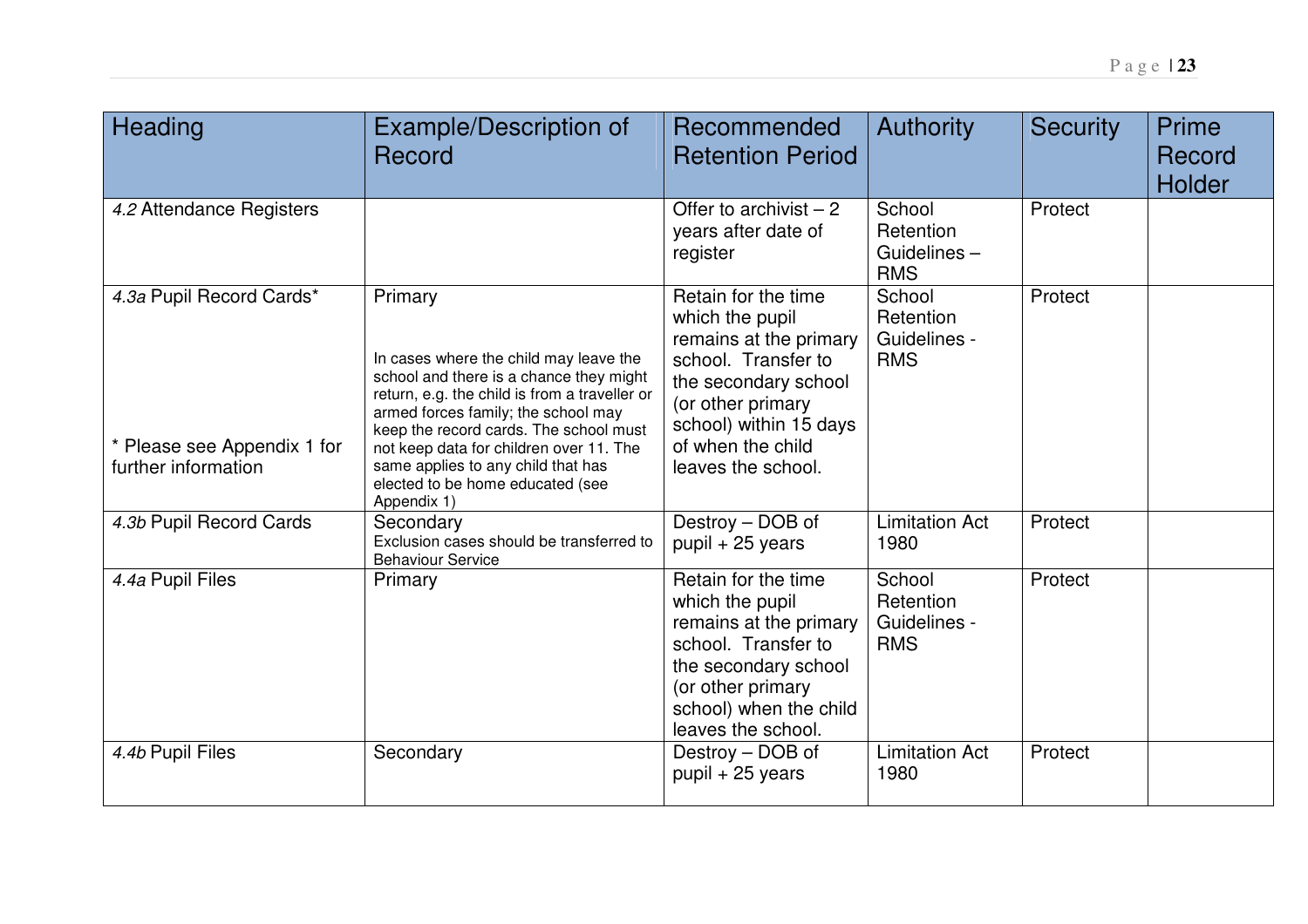| Heading | Example/Description of Record | Recommended Retention Period | Authority | Security | Prime Record Holder |
|---|---|---|---|---|---|
| *4.2* Attendance Registers | | Offer to archivist – 2 years after date of register | School Retention Guidelines – RMS | Protect | |
| *4.3a* Pupil Record Cards* <br><br> * Please see Appendix 1 for further information | Primary <br><br> In cases where the child may leave the school and there is a chance they might return, e.g. the child is from a traveller or armed forces family; the school may keep the record cards. The school must not keep data for children over 11. The same applies to any child that has elected to be home educated (see Appendix 1) | Retain for the time which the pupil remains at the primary school. Transfer to the secondary school (or other primary school) within 15 days of when the child leaves the school. | School Retention Guidelines - RMS | Protect | |
| *4.3b* Pupil Record Cards | Secondary <br> Exclusion cases should be transferred to Behaviour Service | Destroy – DOB of pupil + 25 years | Limitation Act 1980 | Protect | |
| *4.4a* Pupil Files | Primary | Retain for the time which the pupil remains at the primary school. Transfer to the secondary school (or other primary school) when the child leaves the school. | School Retention Guidelines - RMS | Protect | |
| *4.4b* Pupil Files | Secondary | Destroy – DOB of pupil + 25 years | Limitation Act 1980 | Protect | |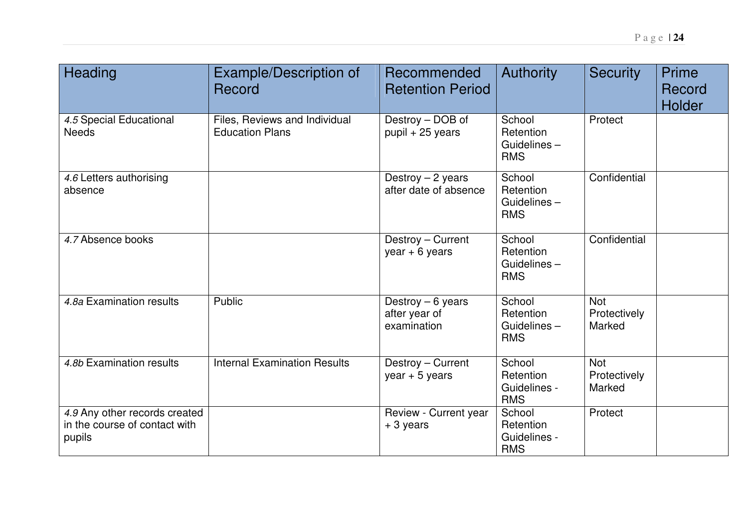| Heading | Example/Description of Record | Recommended Retention Period | Authority | Security | Prime Record Holder |
|---|---|---|---|---|---|
| *4.5* Special Educational Needs | Files, Reviews and Individual Education Plans | Destroy – DOB of pupil + 25 years | School Retention Guidelines – RMS | Protect | |
| *4.6* Letters authorising absence | | Destroy – 2 years after date of absence | School Retention Guidelines – RMS | Confidential | |
| *4.7* Absence books | | Destroy – Current year + 6 years | School Retention Guidelines – RMS | Confidential | |
| *4.8a* Examination results | Public | Destroy – 6 years after year of examination | School Retention Guidelines – RMS | Not Protectively Marked | |
| *4.8b* Examination results | Internal Examination Results | Destroy – Current year + 5 years | School Retention Guidelines - RMS | Not Protectively Marked | |
| *4.9* Any other records created in the course of contact with pupils | | Review - Current year + 3 years | School Retention Guidelines - RMS | Protect | |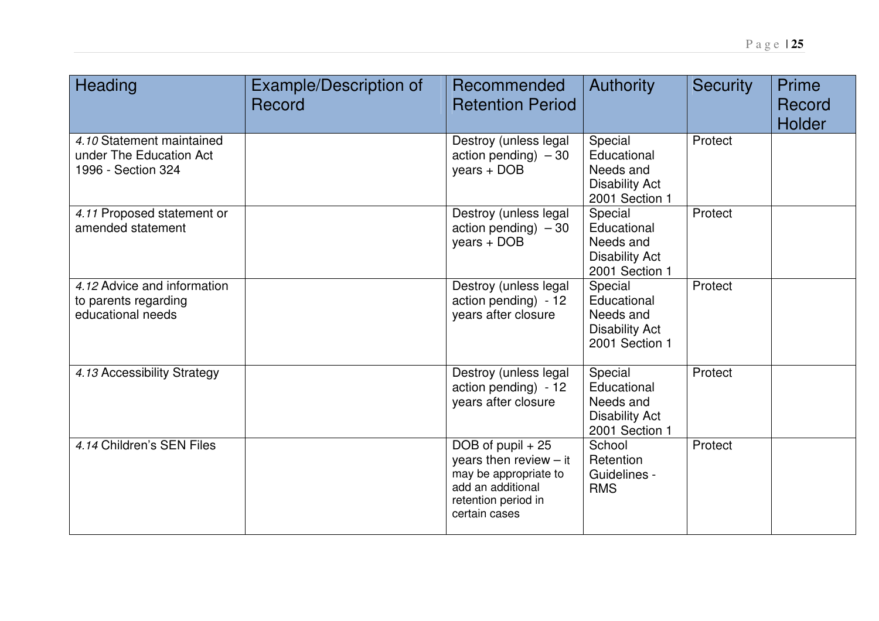| Heading | Example/Description of Record | Recommended Retention Period | Authority | Security | Prime Record Holder |
|---|---|---|---|---|---|
| *4.10* Statement maintained under The Education Act 1996 - Section 324 | | Destroy (unless legal action pending) – 30 years + DOB | Special Educational Needs and Disability Act 2001 Section 1 | Protect | |
| *4.11* Proposed statement or amended statement | | Destroy (unless legal action pending) – 30 years + DOB | Special Educational Needs and Disability Act 2001 Section 1 | Protect | |
| *4.12* Advice and information to parents regarding educational needs | | Destroy (unless legal action pending) - 12 years after closure | Special Educational Needs and Disability Act 2001 Section 1 | Protect | |
| *4.13* Accessibility Strategy | | Destroy (unless legal action pending) - 12 years after closure | Special Educational Needs and Disability Act 2001 Section 1 | Protect | |
| *4.14* Children's SEN Files | | DOB of pupil + 25 years then review – it may be appropriate to add an additional retention period in certain cases | School Retention Guidelines - RMS | Protect | |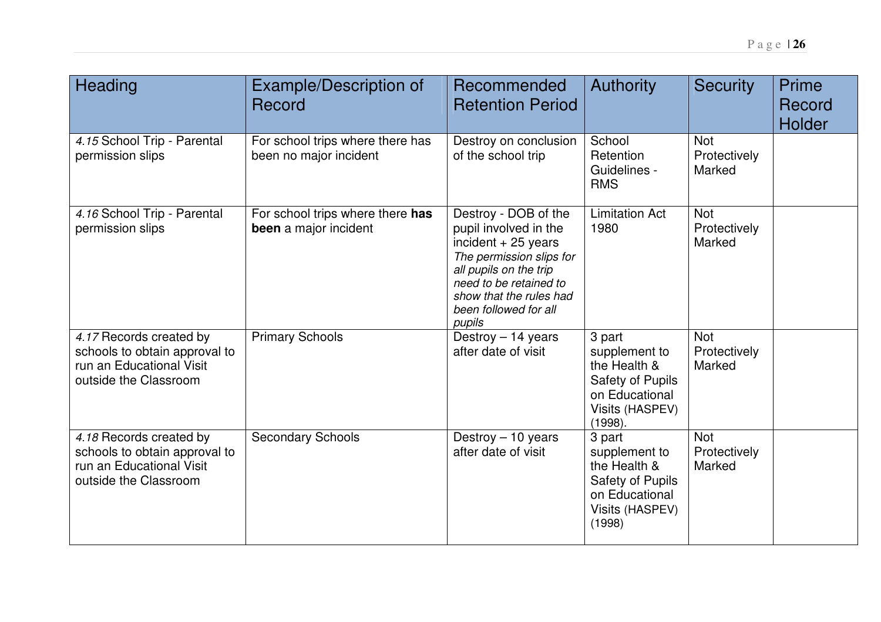| Heading | Example/Description of Record | Recommended Retention Period | Authority | Security | Prime Record Holder |
|---|---|---|---|---|---|
| *4.15* School Trip - Parental permission slips | For school trips where there has been no major incident | Destroy on conclusion of the school trip | School Retention Guidelines - RMS | Not Protectively Marked | |
| *4.16* School Trip - Parental permission slips | For school trips where there **has been** a major incident | Destroy - DOB of the pupil involved in the incident + 25 years *The permission slips for all pupils on the trip need to be retained to show that the rules had been followed for all pupils* | Limitation Act 1980 | Not Protectively Marked | |
| *4.17* Records created by schools to obtain approval to run an Educational Visit outside the Classroom | Primary Schools | Destroy – 14 years after date of visit | 3 part supplement to the Health & Safety of Pupils on Educational Visits (HASPEV) (1998). | Not Protectively Marked | |
| *4.18* Records created by schools to obtain approval to run an Educational Visit outside the Classroom | Secondary Schools | Destroy – 10 years after date of visit | 3 part supplement to the Health & Safety of Pupils on Educational Visits (HASPEV) (1998) | Not Protectively Marked | |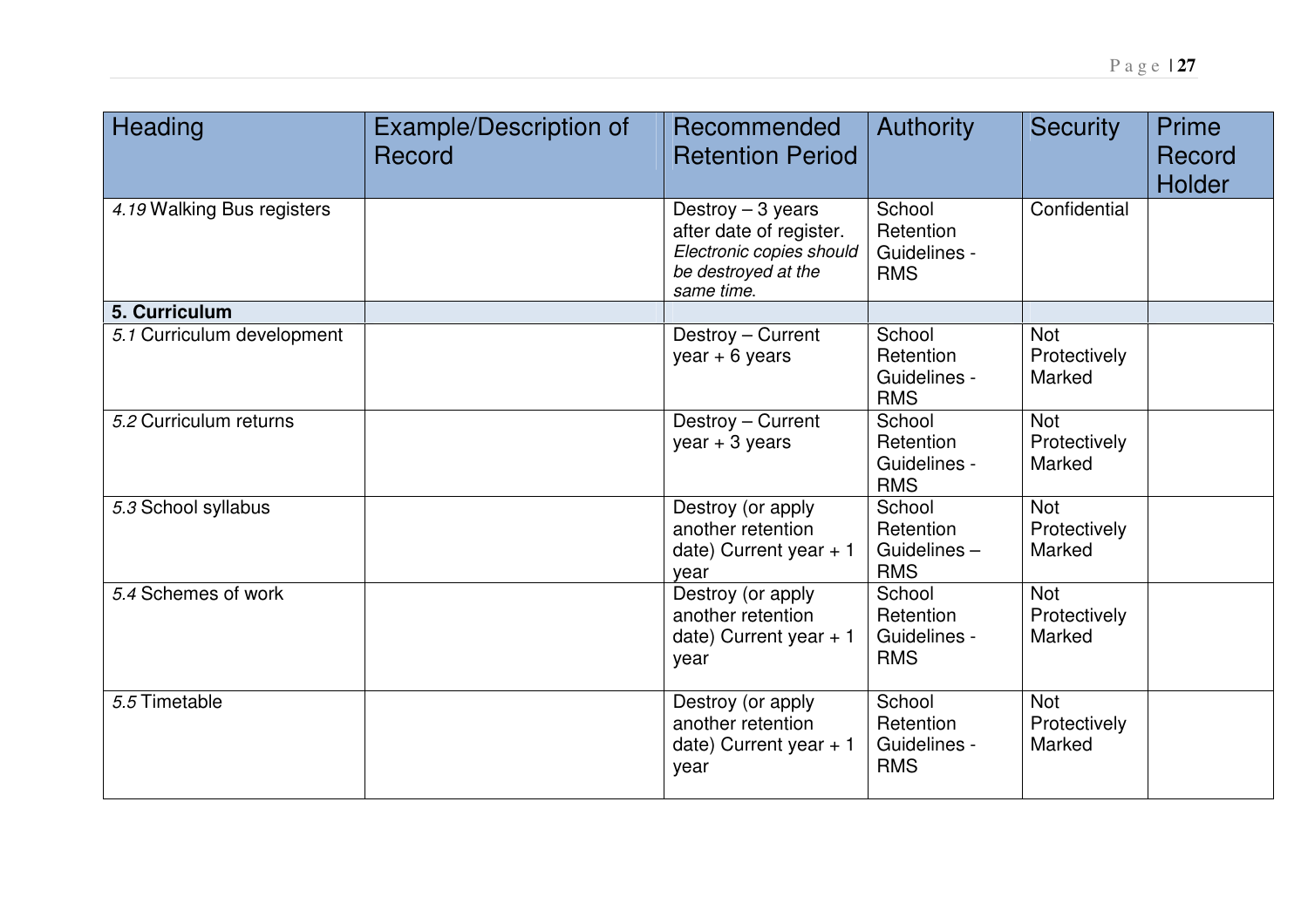| Heading | Example/Description of Record | Recommended Retention Period | Authority | Security | Prime Record Holder |
|---|---|---|---|---|---|
| *4.19* Walking Bus registers | | Destroy – 3 years after date of register. *Electronic copies should be destroyed at the same time.* | School Retention Guidelines - RMS | Confidential | |
| **5. Curriculum** | | | | | |
| *5.1* Curriculum development | | Destroy – Current year + 6 years | School Retention Guidelines - RMS | Not Protectively Marked | |
| *5.2* Curriculum returns | | Destroy – Current year + 3 years | School Retention Guidelines - RMS | Not Protectively Marked | |
| *5.3* School syllabus | | Destroy (or apply another retention date) Current year + 1 year | School Retention Guidelines – RMS | Not Protectively Marked | |
| *5.4* Schemes of work | | Destroy (or apply another retention date) Current year + 1 year | School Retention Guidelines - RMS | Not Protectively Marked | |
| *5.5* Timetable | | Destroy (or apply another retention date) Current year + 1 year | School Retention Guidelines - RMS | Not Protectively Marked | |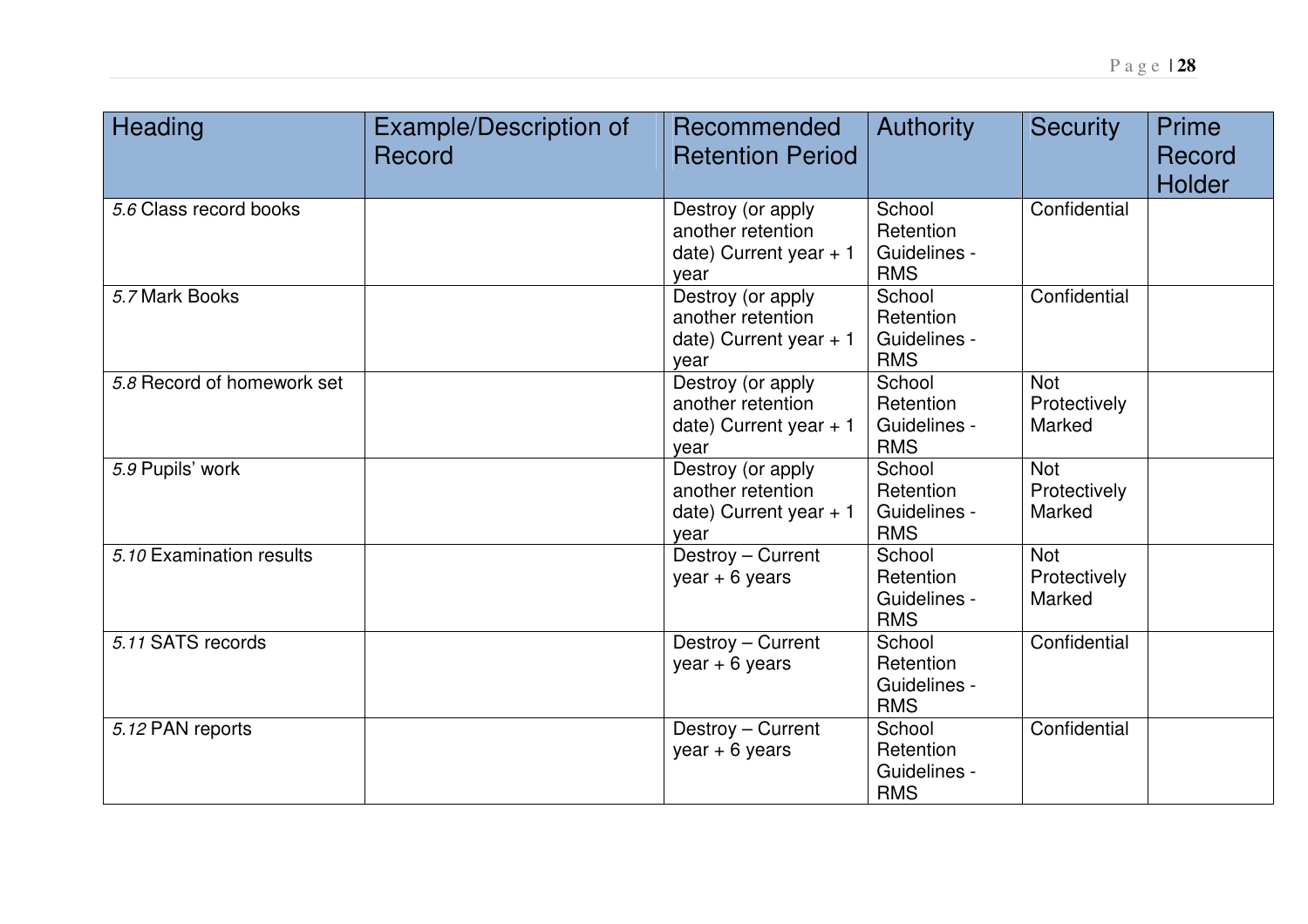| Heading | Example/Description of Record | Recommended Retention Period | Authority | Security | Prime Record Holder |
|---|---|---|---|---|---|
| *5.6* Class record books | | Destroy (or apply another retention date) Current year + 1 year | School Retention Guidelines - RMS | Confidential | |
| *5.7* Mark Books | | Destroy (or apply another retention date) Current year + 1 year | School Retention Guidelines - RMS | Confidential | |
| *5.8* Record of homework set | | Destroy (or apply another retention date) Current year + 1 year | School Retention Guidelines - RMS | Not Protectively Marked | |
| *5.9* Pupils' work | | Destroy (or apply another retention date) Current year + 1 year | School Retention Guidelines - RMS | Not Protectively Marked | |
| *5.10* Examination results | | Destroy – Current year + 6 years | School Retention Guidelines - RMS | Not Protectively Marked | |
| *5.11* SATS records | | Destroy – Current year + 6 years | School Retention Guidelines - RMS | Confidential | |
| *5.12* PAN reports | | Destroy – Current year + 6 years | School Retention Guidelines - RMS | Confidential | |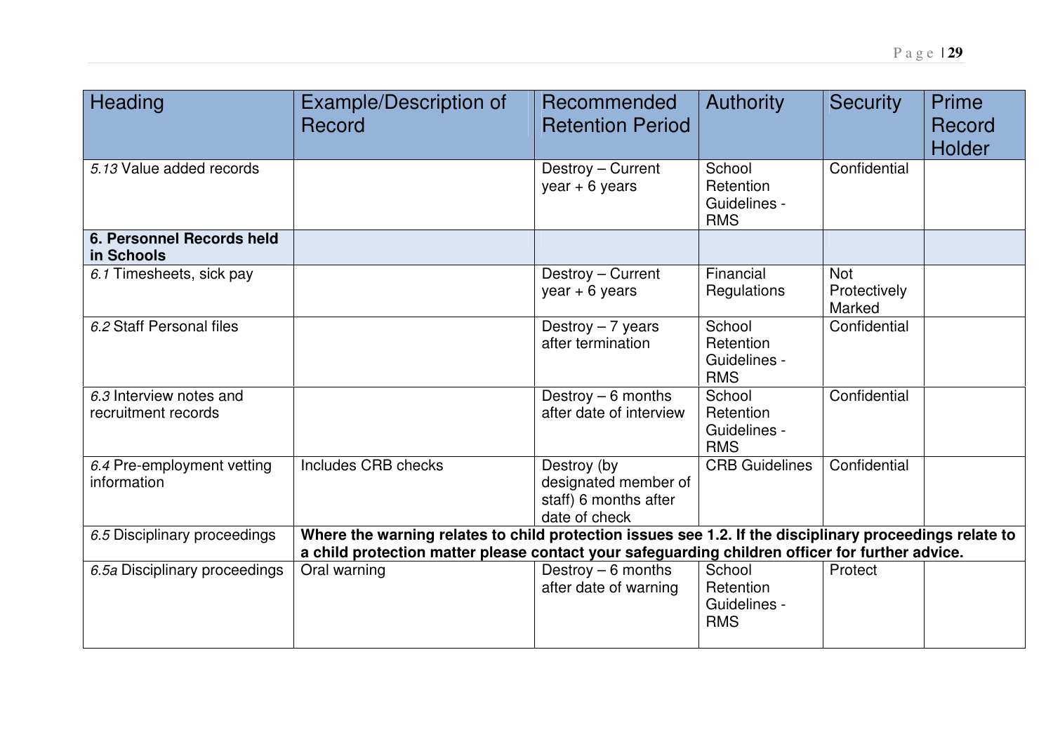| Heading | Example/Description of Record | Recommended Retention Period | Authority | Security | Prime Record Holder |
|---|---|---|---|---|---|
| *5.13* Value added records | | Destroy – Current year + 6 years | School Retention Guidelines - RMS | Confidential | |
| **6. Personnel Records held in Schools** | | | | | |
| *6.1* Timesheets, sick pay | | Destroy – Current year + 6 years | Financial Regulations | Not Protectively Marked | |
| *6.2* Staff Personal files | | Destroy – 7 years after termination | School Retention Guidelines - RMS | Confidential | |
| *6.3* Interview notes and recruitment records | | Destroy – 6 months after date of interview | School Retention Guidelines - RMS | Confidential | |
| *6.4* Pre-employment vetting information | Includes CRB checks | Destroy (by designated member of staff) 6 months after date of check | CRB Guidelines | Confidential | |
| *6.5* Disciplinary proceedings | **Where the warning relates to child protection issues see 1.2. If the disciplinary proceedings relate to a child protection matter please contact your safeguarding children officer for further advice.** | | | | |
| *6.5a* Disciplinary proceedings | Oral warning | Destroy – 6 months after date of warning | School Retention Guidelines - RMS | Protect | |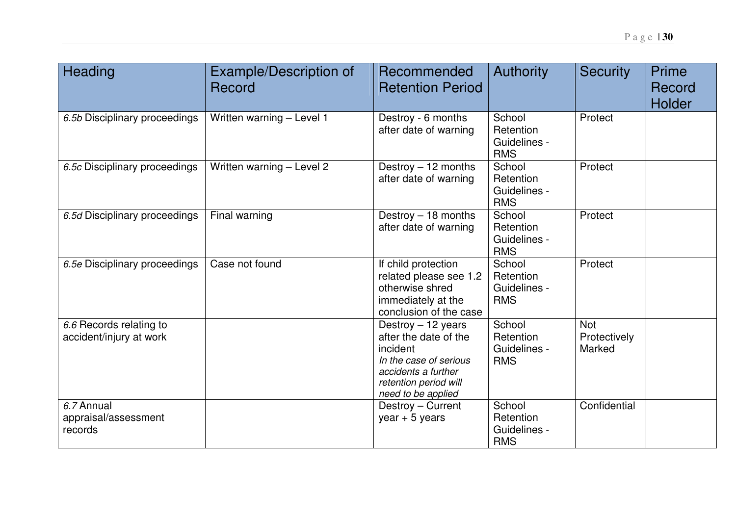| Heading | Example/Description of Record | Recommended Retention Period | Authority | Security | Prime Record Holder |
|---|---|---|---|---|---|
| *6.5b* Disciplinary proceedings | Written warning – Level 1 | Destroy - 6 months after date of warning | School Retention Guidelines - RMS | Protect | |
| *6.5c* Disciplinary proceedings | Written warning – Level 2 | Destroy – 12 months after date of warning | School Retention Guidelines - RMS | Protect | |
| *6.5d* Disciplinary proceedings | Final warning | Destroy – 18 months after date of warning | School Retention Guidelines - RMS | Protect | |
| *6.5e* Disciplinary proceedings | Case not found | If child protection related please see 1.2 otherwise shred immediately at the conclusion of the case | School Retention Guidelines - RMS | Protect | |
| *6.6* Records relating to accident/injury at work | | Destroy – 12 years after the date of the incident *In the case of serious accidents a further retention period will need to be applied* | School Retention Guidelines - RMS | Not Protectively Marked | |
| *6.7* Annual appraisal/assessment records | | Destroy – Current year + 5 years | School Retention Guidelines - RMS | Confidential | |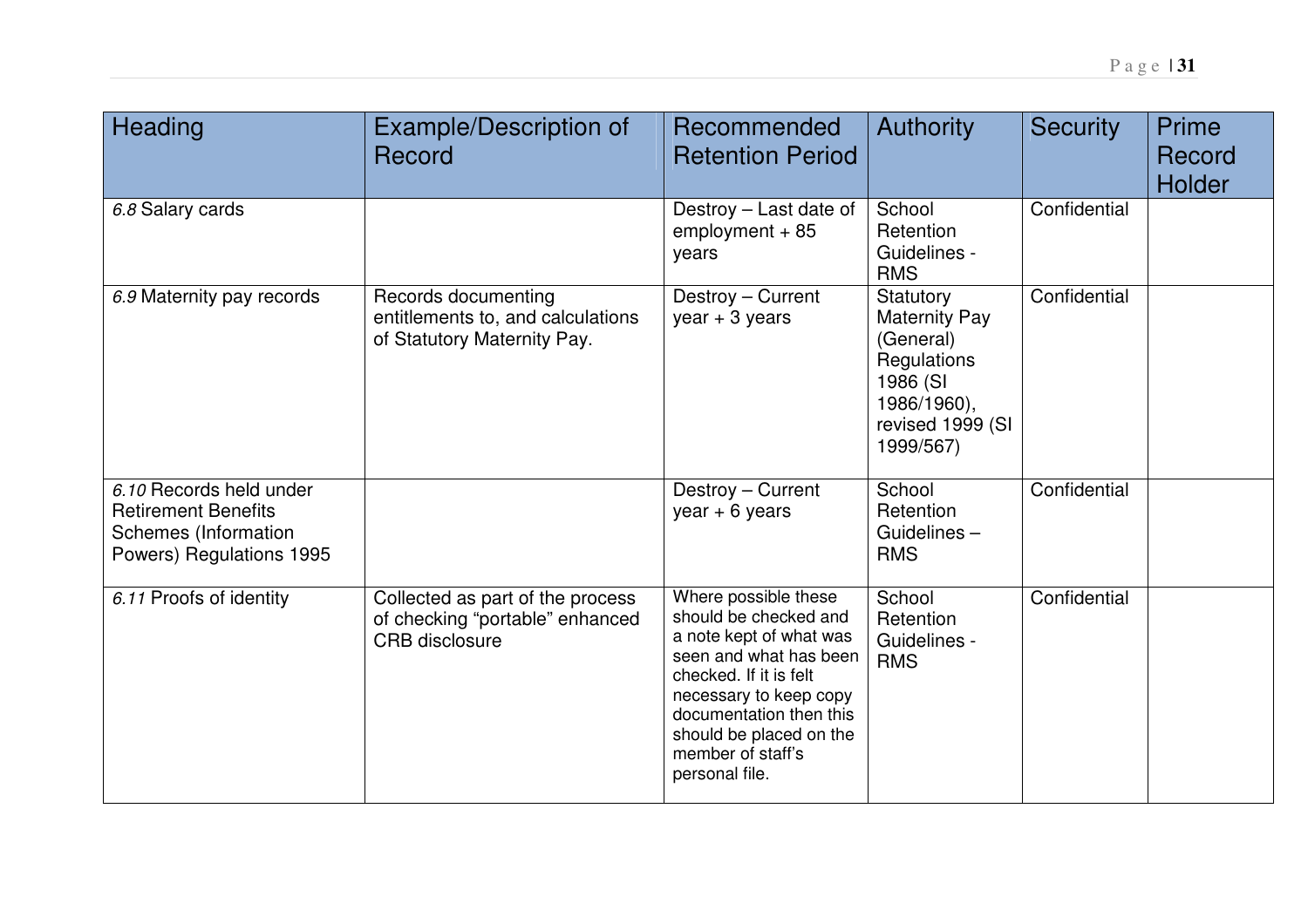| Heading | Example/Description of Record | Recommended Retention Period | Authority | Security | Prime Record Holder |
|---|---|---|---|---|---|
| *6.8* Salary cards | | Destroy – Last date of employment + 85 years | School Retention Guidelines - RMS | Confidential | |
| *6.9* Maternity pay records | Records documenting entitlements to, and calculations of Statutory Maternity Pay. | Destroy – Current year + 3 years | Statutory Maternity Pay (General) Regulations 1986 (SI 1986/1960), revised 1999 (SI 1999/567) | Confidential | |
| *6.10* Records held under Retirement Benefits Schemes (Information Powers) Regulations 1995 | | Destroy – Current year + 6 years | School Retention Guidelines – RMS | Confidential | |
| *6.11* Proofs of identity | Collected as part of the process of checking "portable" enhanced CRB disclosure | Where possible these should be checked and a note kept of what was seen and what has been checked. If it is felt necessary to keep copy documentation then this should be placed on the member of staff's personal file. | School Retention Guidelines - RMS | Confidential | |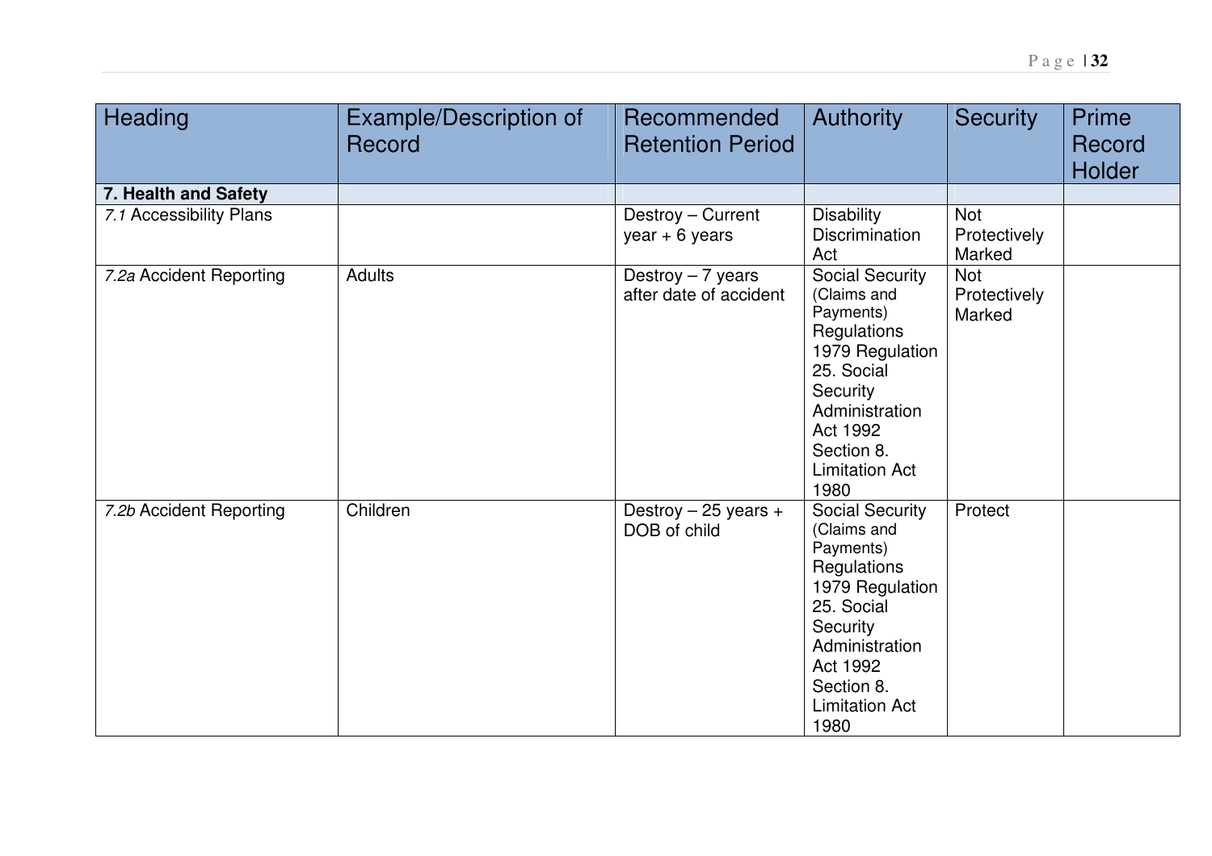| Heading | Example/Description of Record | Recommended Retention Period | Authority | Security | Prime Record Holder |
|---|---|---|---|---|---|
| **7. Health and Safety** | | | | | |
| *7.1* Accessibility Plans | | Destroy – Current year + 6 years | Disability Discrimination Act | Not Protectively Marked | |
| *7.2a* Accident Reporting | Adults | Destroy – 7 years after date of accident | Social Security (Claims and Payments) Regulations 1979 Regulation 25. Social Security Administration Act 1992 Section 8. Limitation Act 1980 | Not Protectively Marked | |
| *7.2b* Accident Reporting | Children | Destroy – 25 years + DOB of child | Social Security (Claims and Payments) Regulations 1979 Regulation 25. Social Security Administration Act 1992 Section 8. Limitation Act 1980 | Protect | |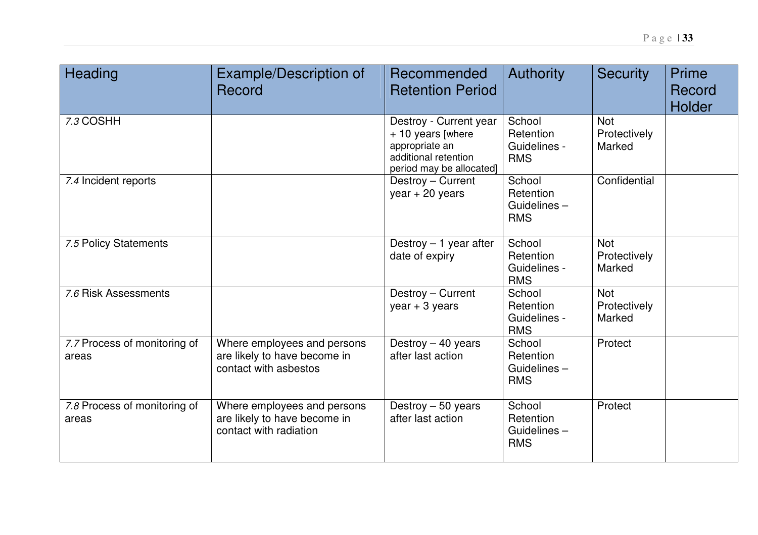| Heading | Example/Description of Record | Recommended Retention Period | Authority | Security | Prime Record Holder |
|---|---|---|---|---|---|
| *7.3* COSHH | | Destroy - Current year + 10 years [where appropriate an additional retention period may be allocated] | School Retention Guidelines - RMS | Not Protectively Marked | |
| *7.4* Incident reports | | Destroy – Current year + 20 years | School Retention Guidelines – RMS | Confidential | |
| *7.5* Policy Statements | | Destroy – 1 year after date of expiry | School Retention Guidelines - RMS | Not Protectively Marked | |
| *7.6* Risk Assessments | | Destroy – Current year + 3 years | School Retention Guidelines - RMS | Not Protectively Marked | |
| *7.7* Process of monitoring of areas | Where employees and persons are likely to have become in contact with asbestos | Destroy – 40 years after last action | School Retention Guidelines – RMS | Protect | |
| *7.8* Process of monitoring of areas | Where employees and persons are likely to have become in contact with radiation | Destroy – 50 years after last action | School Retention Guidelines – RMS | Protect | |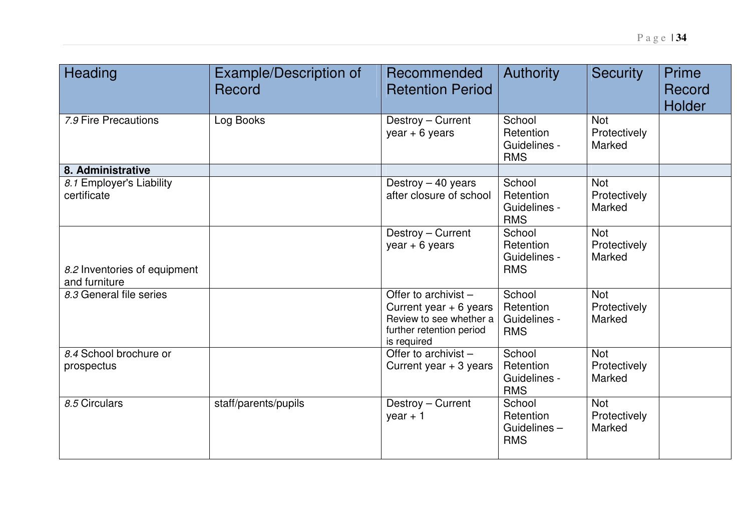| Heading | Example/Description of Record | Recommended Retention Period | Authority | Security | Prime Record Holder |
|---|---|---|---|---|---|
| *7.9* Fire Precautions | Log Books | Destroy – Current year + 6 years | School Retention Guidelines - RMS | Not Protectively Marked | |
| **8. Administrative** | | | | | |
| *8.1* Employer's Liability certificate | | Destroy – 40 years after closure of school | School Retention Guidelines - RMS | Not Protectively Marked | |
| *8.2* Inventories of equipment and furniture | | Destroy – Current year + 6 years | School Retention Guidelines - RMS | Not Protectively Marked | |
| *8.3* General file series | | Offer to archivist – Current year + 6 years Review to see whether a further retention period is required | School Retention Guidelines - RMS | Not Protectively Marked | |
| *8.4* School brochure or prospectus | | Offer to archivist – Current year + 3 years | School Retention Guidelines - RMS | Not Protectively Marked | |
| *8.5* Circulars | staff/parents/pupils | Destroy – Current year + 1 | School Retention Guidelines – RMS | Not Protectively Marked | |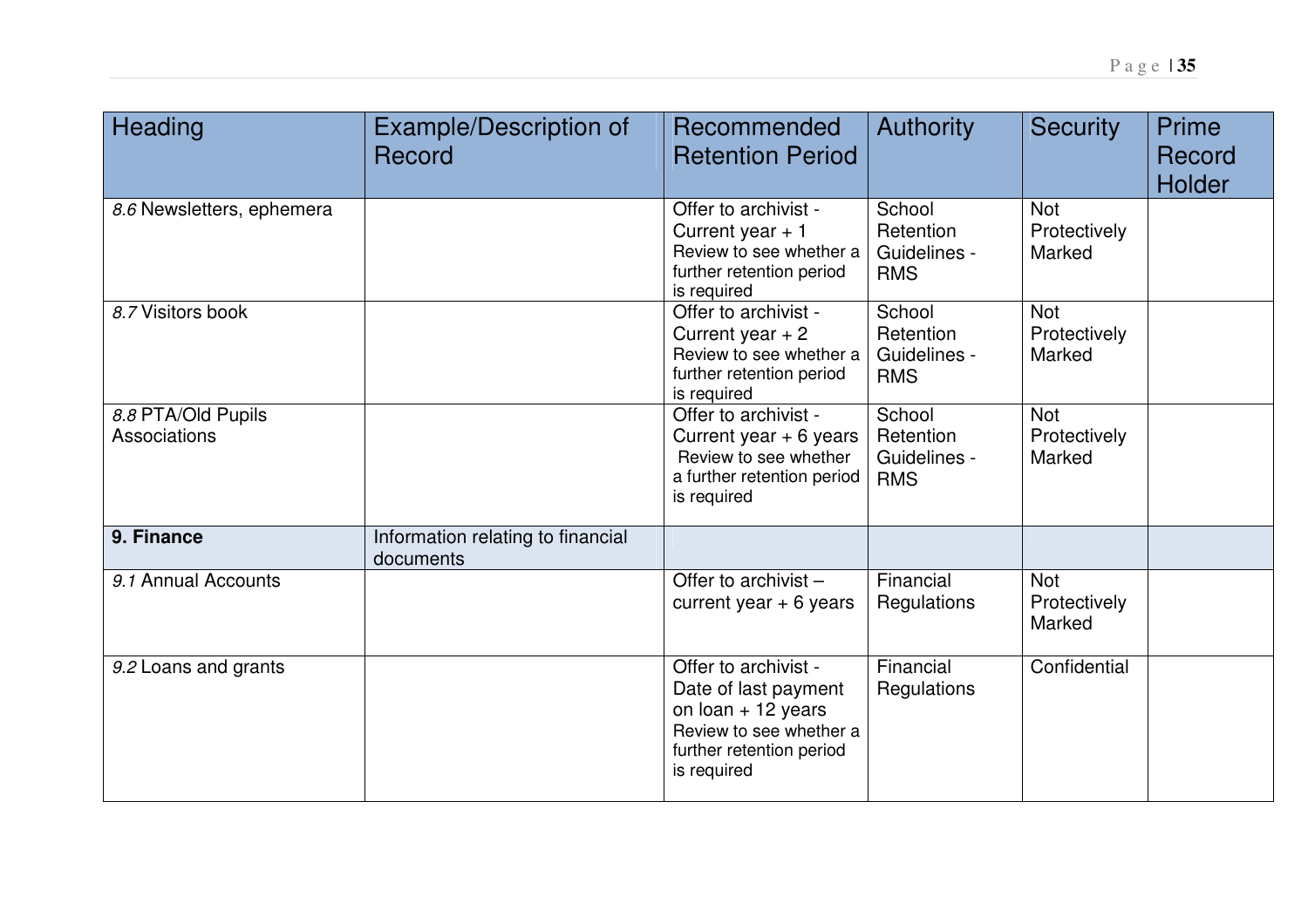| Heading | Example/Description of Record | Recommended Retention Period | Authority | Security | Prime Record Holder |
|---|---|---|---|---|---|
| *8.6* Newsletters, ephemera | | Offer to archivist - Current year + 1 Review to see whether a further retention period is required | School Retention Guidelines - RMS | Not Protectively Marked | |
| *8.7* Visitors book | | Offer to archivist - Current year + 2 Review to see whether a further retention period is required | School Retention Guidelines - RMS | Not Protectively Marked | |
| *8.8* PTA/Old Pupils Associations | | Offer to archivist - Current year + 6 years Review to see whether a further retention period is required | School Retention Guidelines - RMS | Not Protectively Marked | |
| **9. Finance** | Information relating to financial documents | | | | |
| *9.1* Annual Accounts | | Offer to archivist – current year + 6 years | Financial Regulations | Not Protectively Marked | |
| *9.2* Loans and grants | | Offer to archivist - Date of last payment on loan + 12 years Review to see whether a further retention period is required | Financial Regulations | Confidential | |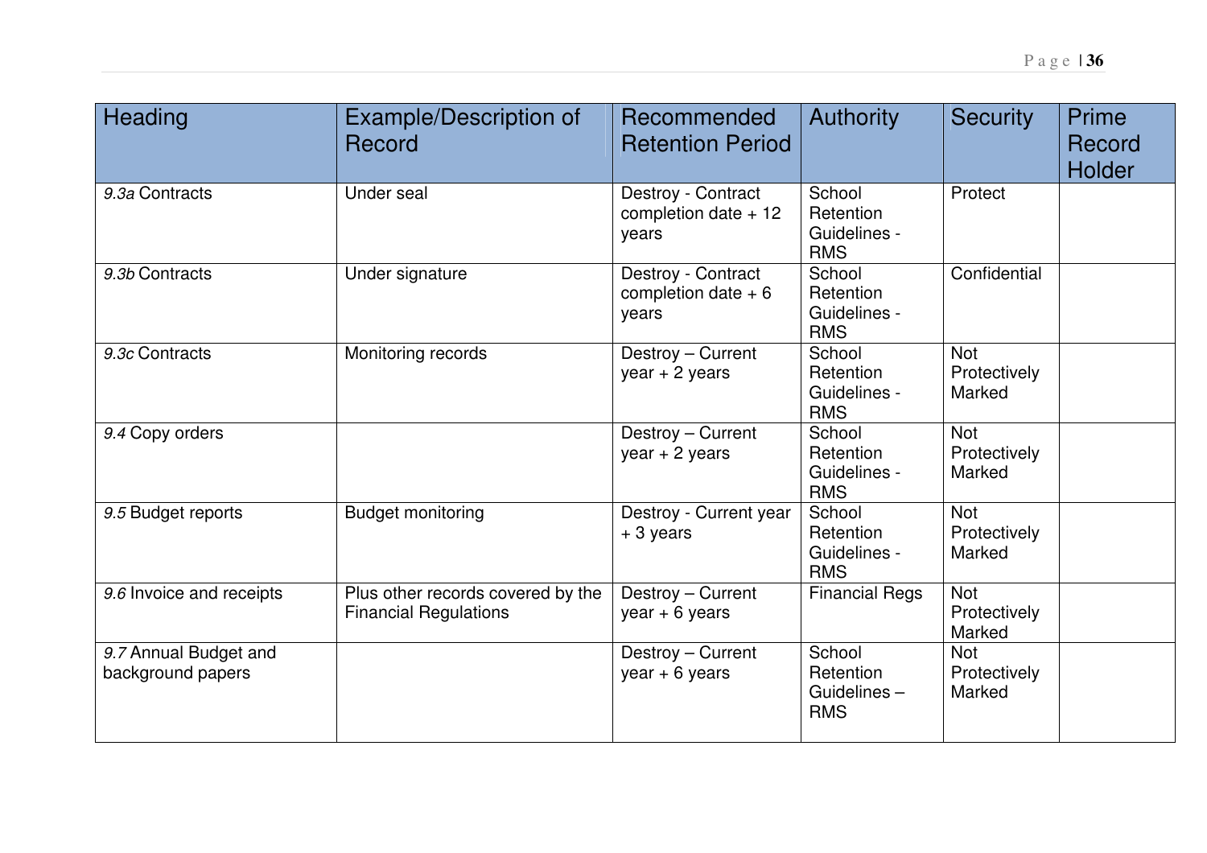| Heading | Example/Description of Record | Recommended Retention Period | Authority | Security | Prime Record Holder |
|---|---|---|---|---|---|
| *9.3a* Contracts | Under seal | Destroy - Contract completion date + 12 years | School Retention Guidelines - RMS | Protect | |
| *9.3b* Contracts | Under signature | Destroy - Contract completion date + 6 years | School Retention Guidelines - RMS | Confidential | |
| *9.3c* Contracts | Monitoring records | Destroy – Current year + 2 years | School Retention Guidelines - RMS | Not Protectively Marked | |
| *9.4* Copy orders | | Destroy – Current year + 2 years | School Retention Guidelines - RMS | Not Protectively Marked | |
| *9.5* Budget reports | Budget monitoring | Destroy - Current year + 3 years | School Retention Guidelines - RMS | Not Protectively Marked | |
| *9.6* Invoice and receipts | Plus other records covered by the Financial Regulations | Destroy – Current year + 6 years | Financial Regs | Not Protectively Marked | |
| *9.7* Annual Budget and background papers | | Destroy – Current year + 6 years | School Retention Guidelines – RMS | Not Protectively Marked | |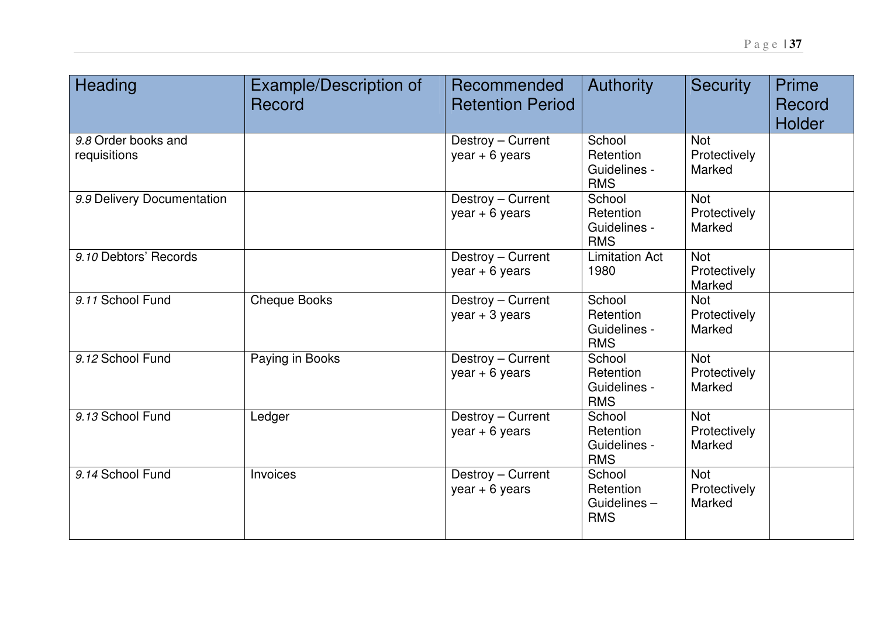| Heading | Example/Description of Record | Recommended Retention Period | Authority | Security | Prime Record Holder |
|---|---|---|---|---|---|
| *9.8* Order books and requisitions | | Destroy – Current year + 6 years | School Retention Guidelines - RMS | Not Protectively Marked | |
| *9.9* Delivery Documentation | | Destroy – Current year + 6 years | School Retention Guidelines - RMS | Not Protectively Marked | |
| *9.10* Debtors' Records | | Destroy – Current year + 6 years | Limitation Act 1980 | Not Protectively Marked | |
| *9.11* School Fund | Cheque Books | Destroy – Current year + 3 years | School Retention Guidelines - RMS | Not Protectively Marked | |
| *9.12* School Fund | Paying in Books | Destroy – Current year + 6 years | School Retention Guidelines - RMS | Not Protectively Marked | |
| *9.13* School Fund | Ledger | Destroy – Current year + 6 years | School Retention Guidelines - RMS | Not Protectively Marked | |
| *9.14* School Fund | Invoices | Destroy – Current year + 6 years | School Retention Guidelines – RMS | Not Protectively Marked | |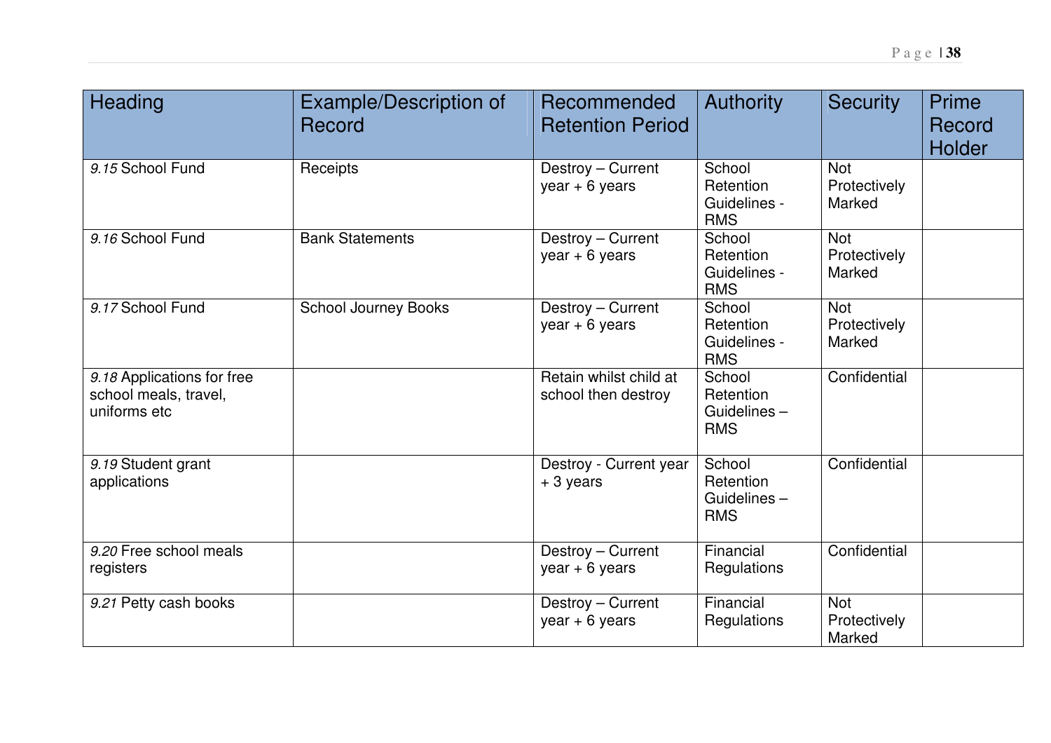| Heading | Example/Description of Record | Recommended Retention Period | Authority | Security | Prime Record Holder |
|---|---|---|---|---|---|
| *9.15* School Fund | Receipts | Destroy – Current year + 6 years | School Retention Guidelines - RMS | Not Protectively Marked | |
| *9.16* School Fund | Bank Statements | Destroy – Current year + 6 years | School Retention Guidelines - RMS | Not Protectively Marked | |
| *9.17* School Fund | School Journey Books | Destroy – Current year + 6 years | School Retention Guidelines - RMS | Not Protectively Marked | |
| *9.18* Applications for free school meals, travel, uniforms etc | | Retain whilst child at school then destroy | School Retention Guidelines – RMS | Confidential | |
| *9.19* Student grant applications | | Destroy - Current year + 3 years | School Retention Guidelines – RMS | Confidential | |
| *9.20* Free school meals registers | | Destroy – Current year + 6 years | Financial Regulations | Confidential | |
| *9.21* Petty cash books | | Destroy – Current year + 6 years | Financial Regulations | Not Protectively Marked | |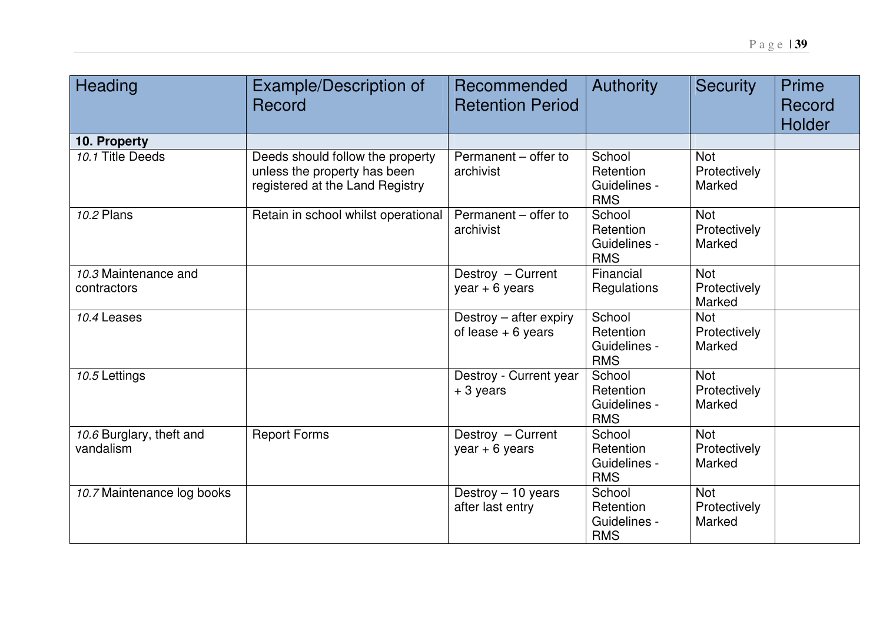| Heading | Example/Description of Record | Recommended Retention Period | Authority | Security | Prime Record Holder |
|---|---|---|---|---|---|
| **10. Property** | | | | | |
| *10.1* Title Deeds | Deeds should follow the property unless the property has been registered at the Land Registry | Permanent – offer to archivist | School Retention Guidelines - RMS | Not Protectively Marked | |
| *10.2* Plans | Retain in school whilst operational | Permanent – offer to archivist | School Retention Guidelines - RMS | Not Protectively Marked | |
| *10.3* Maintenance and contractors | | Destroy – Current year + 6 years | Financial Regulations | Not Protectively Marked | |
| *10.4* Leases | | Destroy – after expiry of lease + 6 years | School Retention Guidelines - RMS | Not Protectively Marked | |
| *10.5* Lettings | | Destroy - Current year + 3 years | School Retention Guidelines - RMS | Not Protectively Marked | |
| *10.6* Burglary, theft and vandalism | Report Forms | Destroy – Current year + 6 years | School Retention Guidelines - RMS | Not Protectively Marked | |
| *10.7* Maintenance log books | | Destroy – 10 years after last entry | School Retention Guidelines - RMS | Not Protectively Marked | |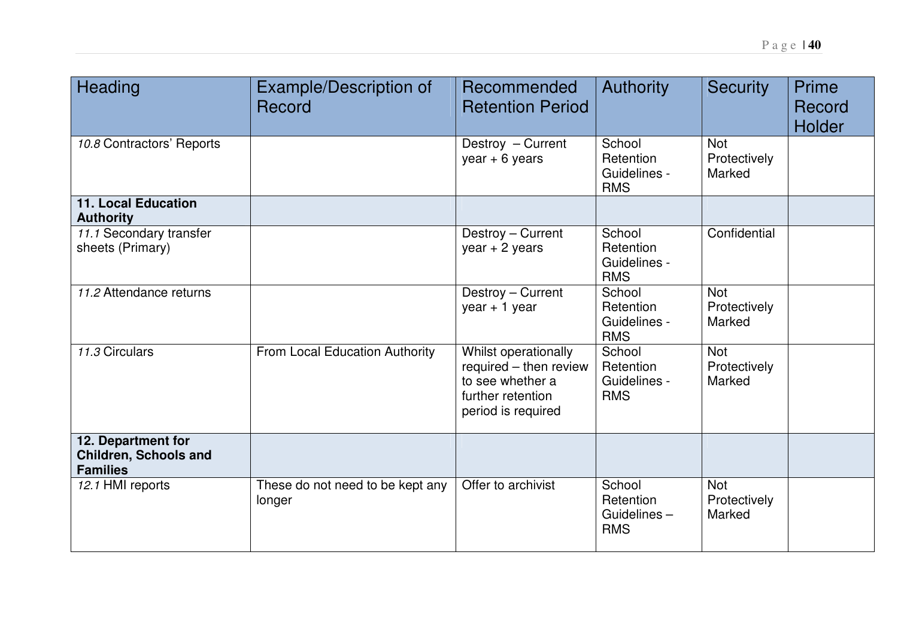| Heading | Example/Description of Record | Recommended Retention Period | Authority | Security | Prime Record Holder |
|---|---|---|---|---|---|
| *10.8* Contractors' Reports | | Destroy – Current year + 6 years | School Retention Guidelines - RMS | Not Protectively Marked | |
| **11. Local Education Authority** | | | | | |
| *11.1* Secondary transfer sheets (Primary) | | Destroy – Current year + 2 years | School Retention Guidelines - RMS | Confidential | |
| *11.2* Attendance returns | | Destroy – Current year + 1 year | School Retention Guidelines - RMS | Not Protectively Marked | |
| *11.3* Circulars | From Local Education Authority | Whilst operationally required – then review to see whether a further retention period is required | School Retention Guidelines - RMS | Not Protectively Marked | |
| **12. Department for Children, Schools and Families** | | | | | |
| *12.1* HMI reports | These do not need to be kept any longer | Offer to archivist | School Retention Guidelines – RMS | Not Protectively Marked | |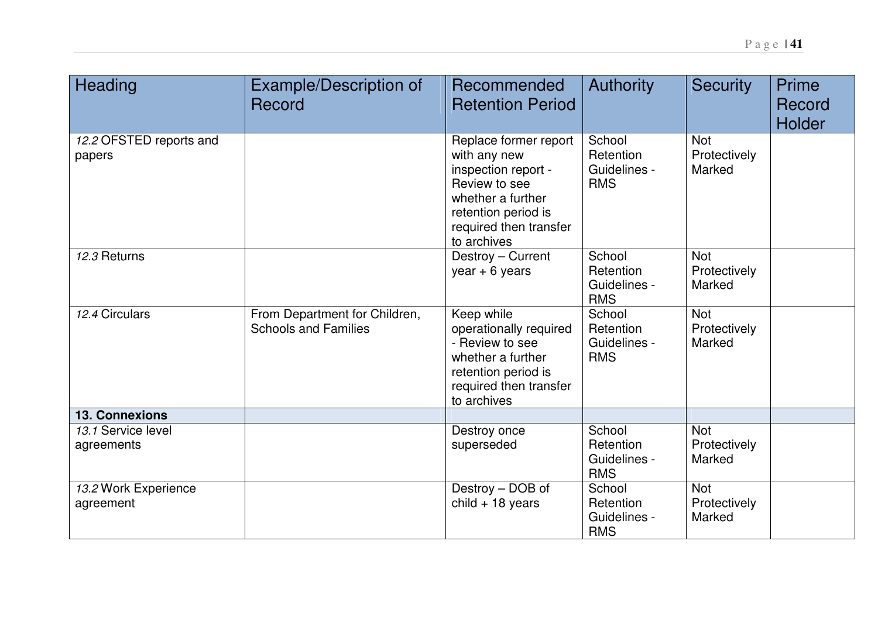| Heading | Example/Description of Record | Recommended Retention Period | Authority | Security | Prime Record Holder |
|---|---|---|---|---|---|
| *12.2* OFSTED reports and papers | | Replace former report with any new inspection report - Review to see whether a further retention period is required then transfer to archives | School Retention Guidelines - RMS | Not Protectively Marked | |
| *12.3* Returns | | Destroy – Current year + 6 years | School Retention Guidelines - RMS | Not Protectively Marked | |
| *12.4* Circulars | From Department for Children, Schools and Families | Keep while operationally required - Review to see whether a further retention period is required then transfer to archives | School Retention Guidelines - RMS | Not Protectively Marked | |
| **13. Connexions** | | | | | |
| *13.1* Service level agreements | | Destroy once superseded | School Retention Guidelines - RMS | Not Protectively Marked | |
| *13.2* Work Experience agreement | | Destroy – DOB of child + 18 years | School Retention Guidelines - RMS | Not Protectively Marked | |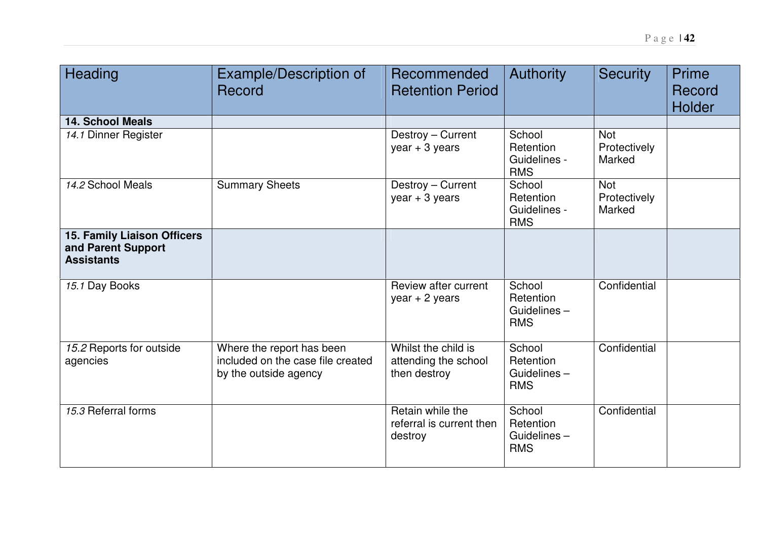| Heading | Example/Description of Record | Recommended Retention Period | Authority | Security | Prime Record Holder |
|---|---|---|---|---|---|
| **14. School Meals** | | | | | |
| *14.1* Dinner Register | | Destroy – Current year + 3 years | School Retention Guidelines - RMS | Not Protectively Marked | |
| *14.2* School Meals | Summary Sheets | Destroy – Current year + 3 years | School Retention Guidelines - RMS | Not Protectively Marked | |
| **15. Family Liaison Officers and Parent Support Assistants** | | | | | |
| *15.1* Day Books | | Review after current year + 2 years | School Retention Guidelines – RMS | Confidential | |
| *15.2* Reports for outside agencies | Where the report has been included on the case file created by the outside agency | Whilst the child is attending the school then destroy | School Retention Guidelines – RMS | Confidential | |
| *15.3* Referral forms | | Retain while the referral is current then destroy | School Retention Guidelines – RMS | Confidential | |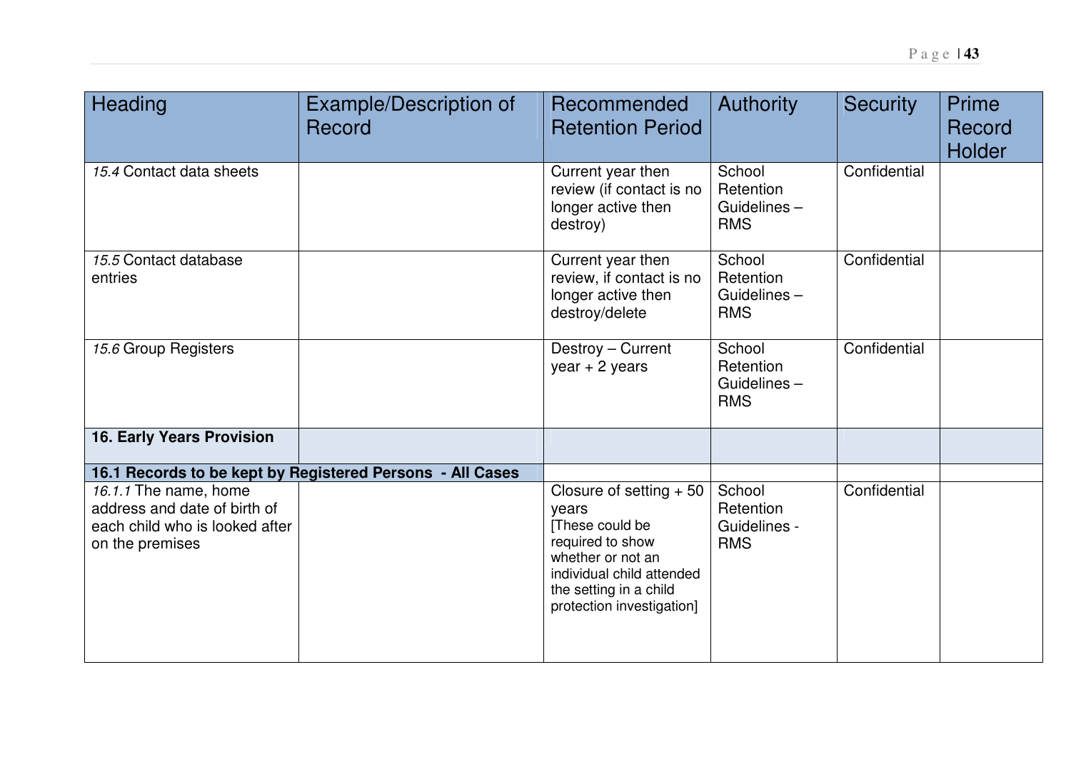| Heading | Example/Description of Record | Recommended Retention Period | Authority | Security | Prime Record Holder |
|---|---|---|---|---|---|
| *15.4* Contact data sheets | | Current year then review (if contact is no longer active then destroy) | School Retention Guidelines – RMS | Confidential | |
| *15.5* Contact database entries | | Current year then review, if contact is no longer active then destroy/delete | School Retention Guidelines – RMS | Confidential | |
| *15.6* Group Registers | | Destroy – Current year + 2 years | School Retention Guidelines – RMS | Confidential | |
| **16. Early Years Provision** | | | | | |
| **16.1 Records to be kept by Registered Persons - All Cases** | | | | | |
| *16.1.1* The name, home address and date of birth of each child who is looked after on the premises | | Closure of setting + 50 years [These could be required to show whether or not an individual child attended the setting in a child protection investigation] | School Retention Guidelines - RMS | Confidential | |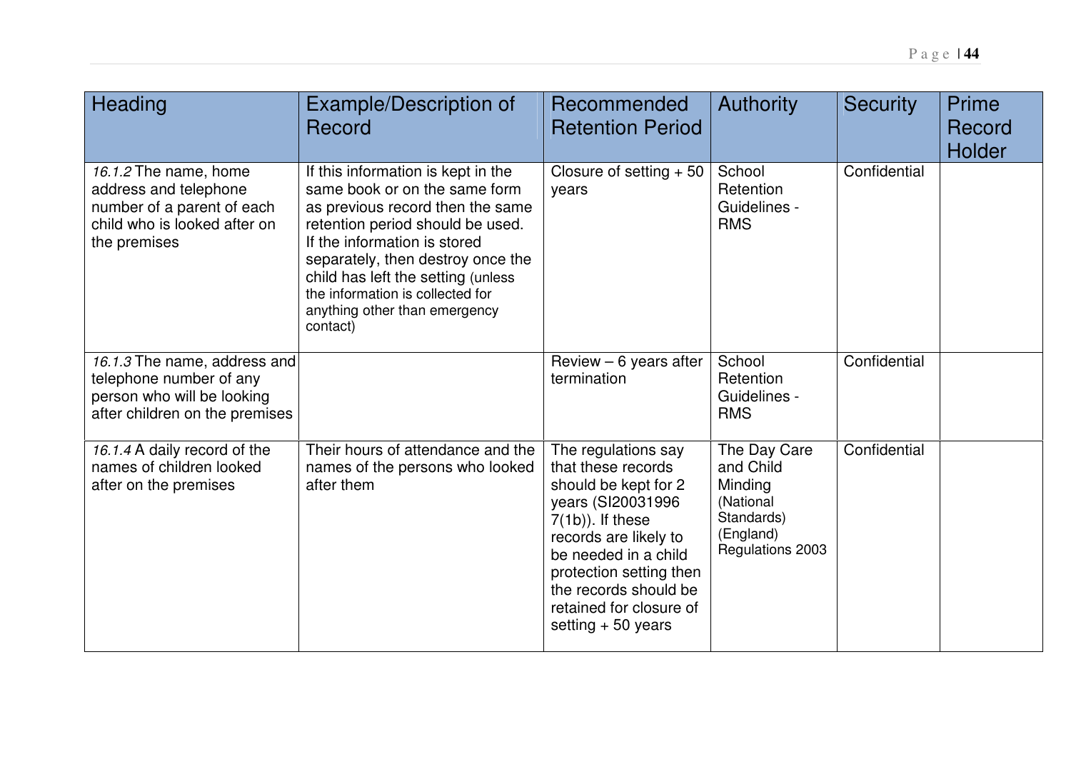| Heading | Example/Description of Record | Recommended Retention Period | Authority | Security | Prime Record Holder |
|---|---|---|---|---|---|
| *16.1.2* The name, home address and telephone number of a parent of each child who is looked after on the premises | If this information is kept in the same book or on the same form as previous record then the same retention period should be used. If the information is stored separately, then destroy once the child has left the setting (unless the information is collected for anything other than emergency contact) | Closure of setting + 50 years | School Retention Guidelines - RMS | Confidential | |
| *16.1.3* The name, address and telephone number of any person who will be looking after children on the premises | | Review – 6 years after termination | School Retention Guidelines - RMS | Confidential | |
| *16.1.4* A daily record of the names of children looked after on the premises | Their hours of attendance and the names of the persons who looked after them | The regulations say that these records should be kept for 2 years (SI20031996 7(1b)). If these records are likely to be needed in a child protection setting then the records should be retained for closure of setting + 50 years | The Day Care and Child Minding (National Standards) (England) Regulations 2003 | Confidential | |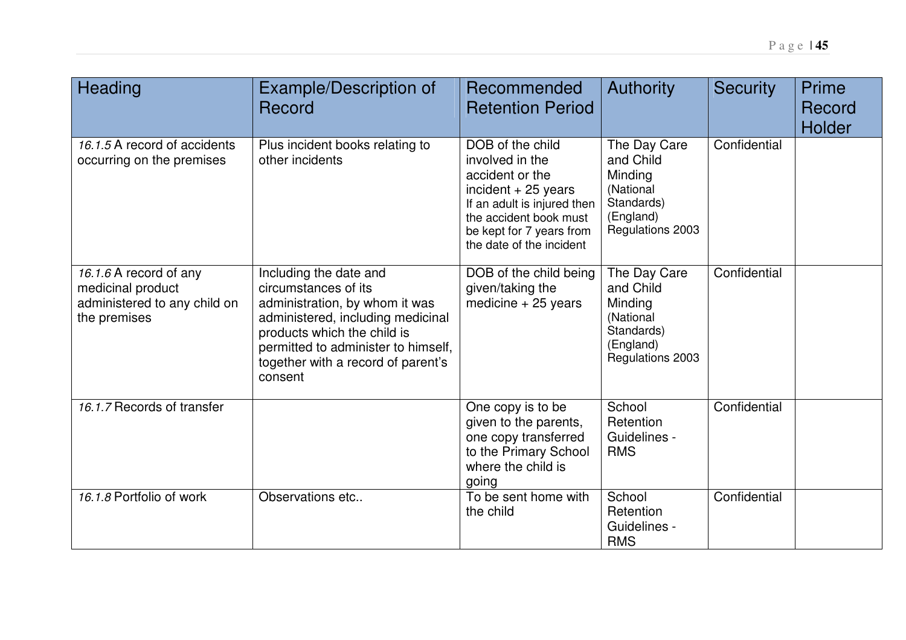| Heading | Example/Description of Record | Recommended Retention Period | Authority | Security | Prime Record Holder |
|---|---|---|---|---|---|
| *16.1.5* A record of accidents occurring on the premises | Plus incident books relating to other incidents | DOB of the child involved in the accident or the incident + 25 years If an adult is injured then the accident book must be kept for 7 years from the date of the incident | The Day Care and Child Minding (National Standards) (England) Regulations 2003 | Confidential | |
| *16.1.6* A record of any medicinal product administered to any child on the premises | Including the date and circumstances of its administration, by whom it was administered, including medicinal products which the child is permitted to administer to himself, together with a record of parent's consent | DOB of the child being given/taking the medicine + 25 years | The Day Care and Child Minding (National Standards) (England) Regulations 2003 | Confidential | |
| *16.1.7* Records of transfer | | One copy is to be given to the parents, one copy transferred to the Primary School where the child is going | School Retention Guidelines - RMS | Confidential | |
| *16.1.8* Portfolio of work | Observations etc.. | To be sent home with the child | School Retention Guidelines - RMS | Confidential | |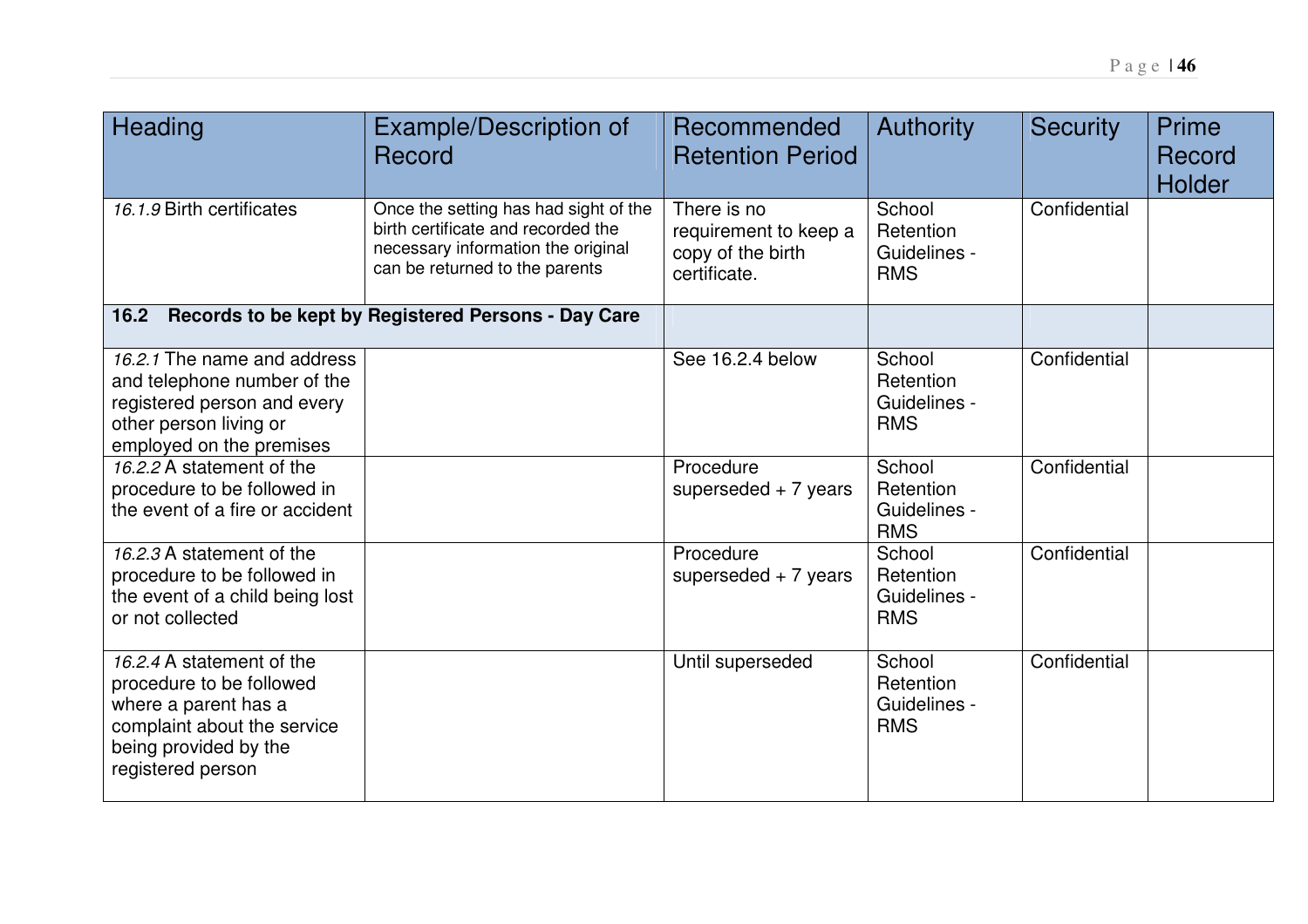| Heading | Example/Description of Record | Recommended Retention Period | Authority | Security | Prime Record Holder |
|---|---|---|---|---|---|
| *16.1.9* Birth certificates | Once the setting has had sight of the birth certificate and recorded the necessary information the original can be returned to the parents | There is no requirement to keep a copy of the birth certificate. | School Retention Guidelines - RMS | Confidential | |
| **16.2 Records to be kept by Registered Persons - Day Care** | | | | | |
| *16.2.1* The name and address and telephone number of the registered person and every other person living or employed on the premises | | See 16.2.4 below | School Retention Guidelines - RMS | Confidential | |
| *16.2.2* A statement of the procedure to be followed in the event of a fire or accident | | Procedure superseded + 7 years | School Retention Guidelines - RMS | Confidential | |
| *16.2.3* A statement of the procedure to be followed in the event of a child being lost or not collected | | Procedure superseded + 7 years | School Retention Guidelines - RMS | Confidential | |
| *16.2.4* A statement of the procedure to be followed where a parent has a complaint about the service being provided by the registered person | | Until superseded | School Retention Guidelines - RMS | Confidential | |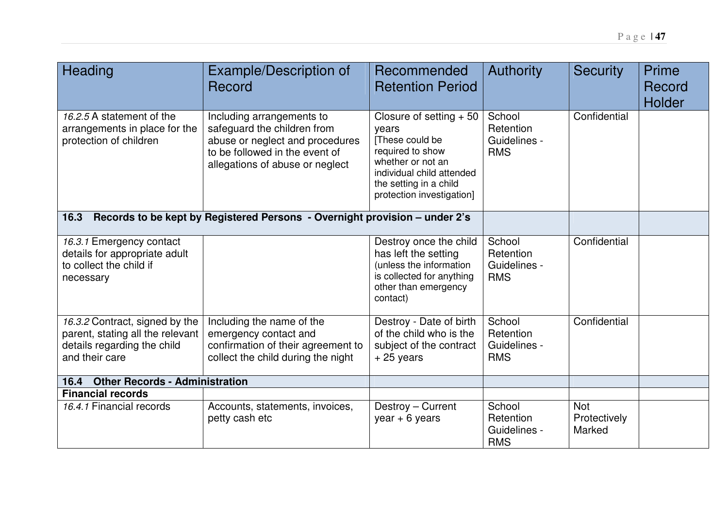| Heading | Example/Description of Record | Recommended Retention Period | Authority | Security | Prime Record Holder |
|---|---|---|---|---|---|
| *16.2.5* A statement of the arrangements in place for the protection of children | Including arrangements to safeguard the children from abuse or neglect and procedures to be followed in the event of allegations of abuse or neglect | Closure of setting + 50 years [These could be required to show whether or not an individual child attended the setting in a child protection investigation] | School Retention Guidelines - RMS | Confidential | |
| **16.3 Records to be kept by Registered Persons - Overnight provision – under 2's** | | | | | |
| *16.3.1* Emergency contact details for appropriate adult to collect the child if necessary | | Destroy once the child has left the setting (unless the information is collected for anything other than emergency contact) | School Retention Guidelines - RMS | Confidential | |
| *16.3.2* Contract, signed by the parent, stating all the relevant details regarding the child and their care | Including the name of the emergency contact and confirmation of their agreement to collect the child during the night | Destroy - Date of birth of the child who is the subject of the contract + 25 years | School Retention Guidelines - RMS | Confidential | |
| **16.4 Other Records - Administration** | | | | | |
| **Financial records** | | | | | |
| *16.4.1* Financial records | Accounts, statements, invoices, petty cash etc | Destroy – Current year + 6 years | School Retention Guidelines - RMS | Not Protectively Marked | |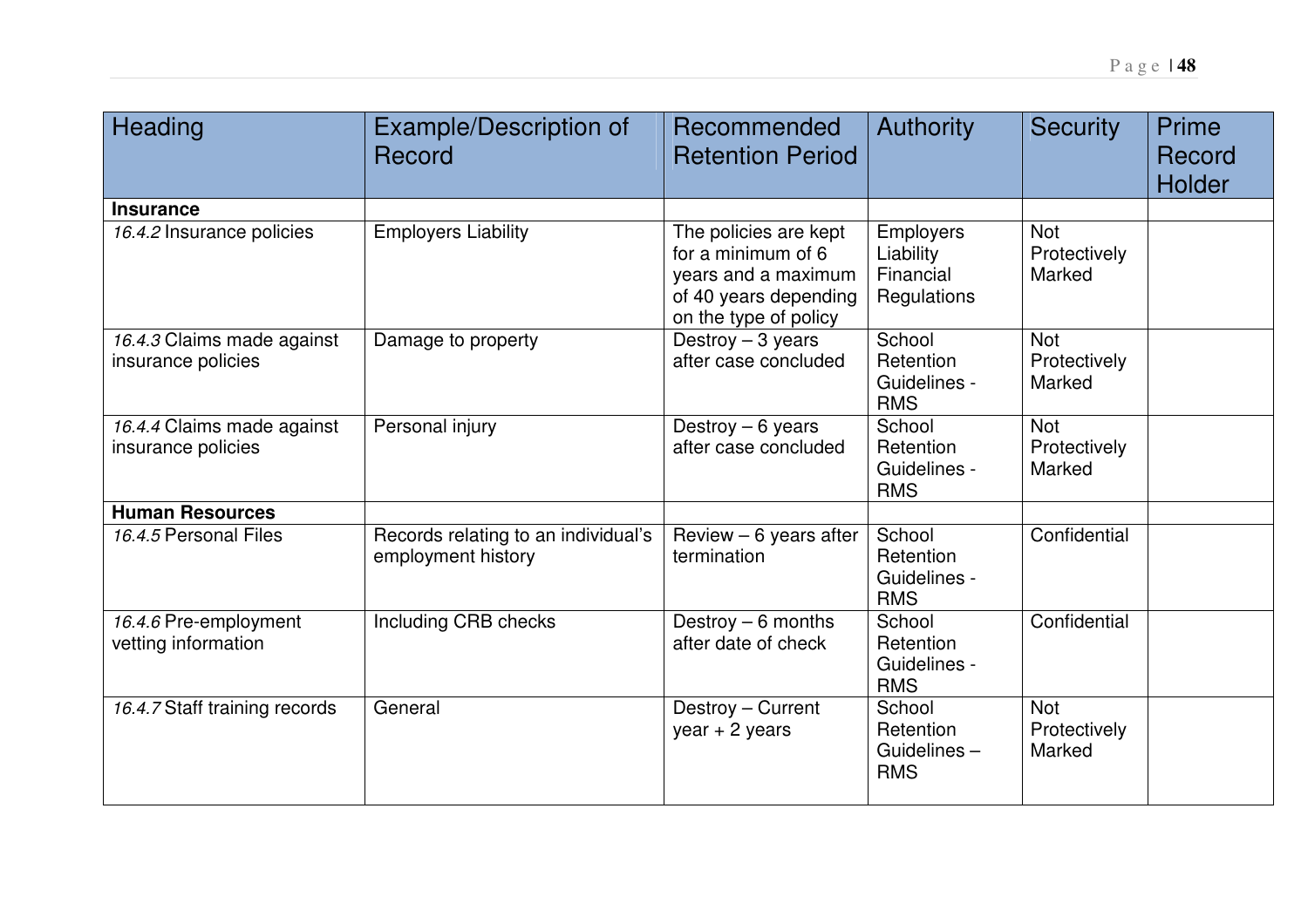| Heading | Example/Description of Record | Recommended Retention Period | Authority | Security | Prime Record Holder |
|---|---|---|---|---|---|
| **Insurance** | | | | | |
| *16.4.2* Insurance policies | Employers Liability | The policies are kept for a minimum of 6 years and a maximum of 40 years depending on the type of policy | Employers Liability Financial Regulations | Not Protectively Marked | |
| *16.4.3* Claims made against insurance policies | Damage to property | Destroy – 3 years after case concluded | School Retention Guidelines - RMS | Not Protectively Marked | |
| *16.4.4* Claims made against insurance policies | Personal injury | Destroy – 6 years after case concluded | School Retention Guidelines - RMS | Not Protectively Marked | |
| **Human Resources** | | | | | |
| *16.4.5* Personal Files | Records relating to an individual's employment history | Review – 6 years after termination | School Retention Guidelines - RMS | Confidential | |
| *16.4.6* Pre-employment vetting information | Including CRB checks | Destroy – 6 months after date of check | School Retention Guidelines - RMS | Confidential | |
| *16.4.7* Staff training records | General | Destroy – Current year + 2 years | School Retention Guidelines – RMS | Not Protectively Marked | |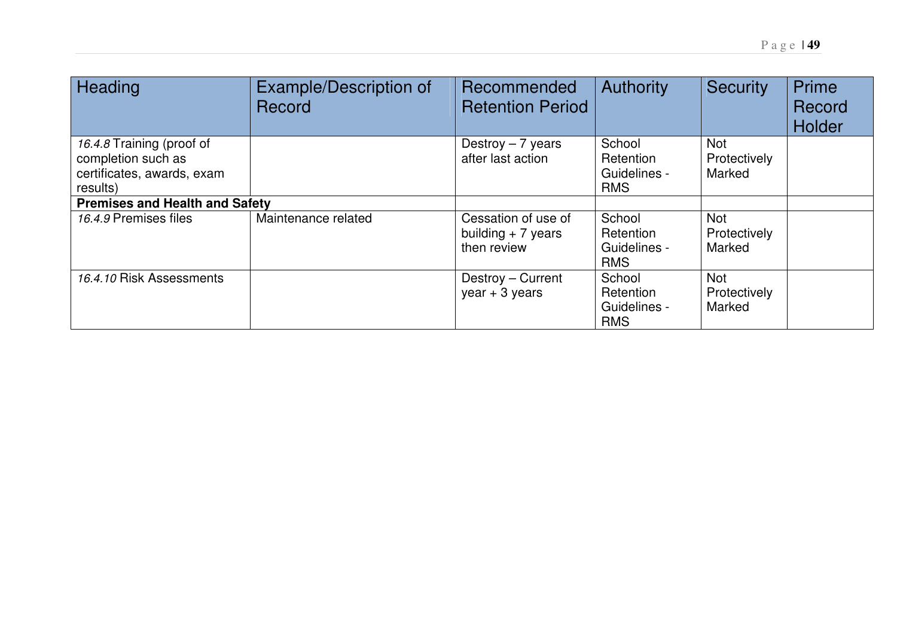| Heading | Example/Description of Record | Recommended Retention Period | Authority | Security | Prime Record Holder |
|---|---|---|---|---|---|
| *16.4.8* Training (proof of completion such as certificates, awards, exam results) | | Destroy – 7 years after last action | School Retention Guidelines - RMS | Not Protectively Marked | |
| **Premises and Health and Safety** | | | | | |
| *16.4.9* Premises files | Maintenance related | Cessation of use of building + 7 years then review | School Retention Guidelines - RMS | Not Protectively Marked | |
| *16.4.10* Risk Assessments | | Destroy – Current year + 3 years | School Retention Guidelines - RMS | Not Protectively Marked | |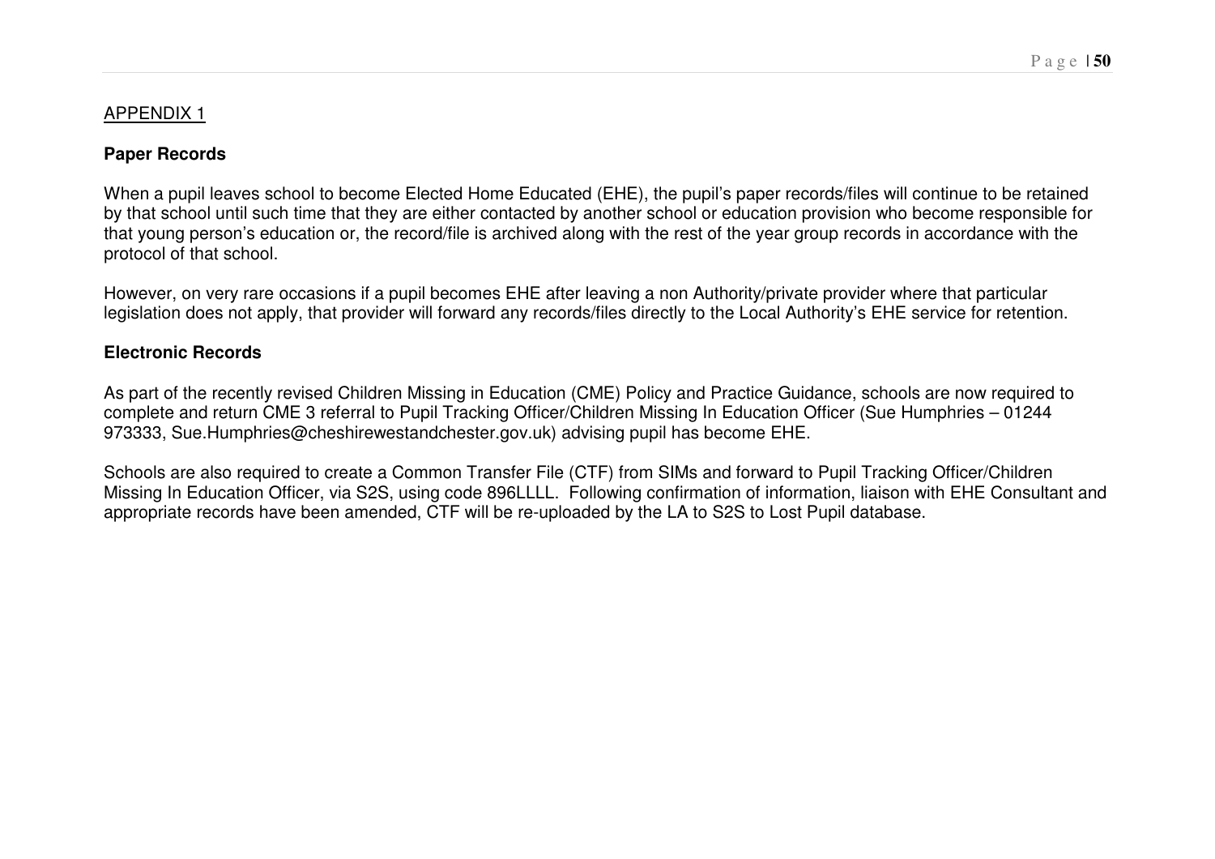## APPENDIX 1

### Paper Records

When a pupil leaves school to become Elected Home Educated (EHE), the pupil's paper records/files will continue to be retained by that school until such time that they are either contacted by another school or education provision who become responsible for that young person's education or, the record/file is archived along with the rest of the year group records in accordance with the protocol of that school.

However, on very rare occasions if a pupil becomes EHE after leaving a non Authority/private provider where that particular legislation does not apply, that provider will forward any records/files directly to the Local Authority's EHE service for retention.

### Electronic Records

As part of the recently revised Children Missing in Education (CME) Policy and Practice Guidance, schools are now required to complete and return CME 3 referral to Pupil Tracking Officer/Children Missing In Education Officer (Sue Humphries – 01244 973333, Sue.Humphries@cheshirewestandchester.gov.uk) advising pupil has become EHE.

Schools are also required to create a Common Transfer File (CTF) from SIMs and forward to Pupil Tracking Officer/Children Missing In Education Officer, via S2S, using code 896LLLL. Following confirmation of information, liaison with EHE Consultant and appropriate records have been amended, CTF will be re-uploaded by the LA to S2S to Lost Pupil database.